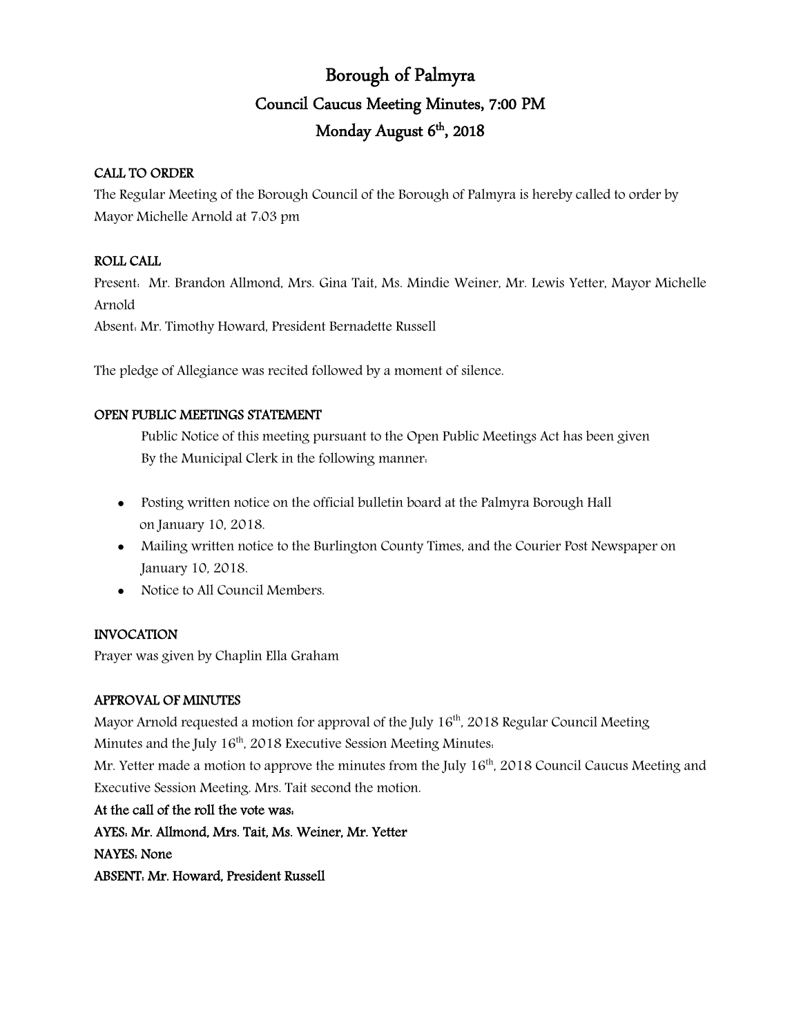# Borough of Palmyra

## Council Caucus Meeting Minutes, 7:00 PM

## Monday August 6th, 2018

**CALL TO ORDER**

The Regular Meeting of the Borough Council of the Borough of Palmyra is hereby called to order by Mayor Michelle Arnold at 7:03 pm

**ROLL CALL**

Present: Mr. Brandon Allmond, Mrs. Gina Tait, Ms. Mindie Weiner, Mr. Lewis Yetter, Mayor Michelle Arnold

Absent: Mr. Timothy Howard, President Bernadette Russell

The pledge of Allegiance was recited followed by a moment of silence.

**OPEN PUBLIC MEETINGS STATEMENT**

Public Notice of this meeting pursuant to the Open Public Meetings Act has been given By the Municipal Clerk in the following manner:

- Posting written notice on the official bulletin board at the Palmyra Borough Hall on January 10, 2018.
- Mailing written notice to the Burlington County Times, and the Courier Post Newspaper on January 10, 2018.
- Notice to All Council Members.

**INVOCATION**

Prayer was given by Chaplin Ella Graham

**APPROVAL OF MINUTES**

Mayor Arnold requested a motion for approval of the July 16th, 2018 Regular Council Meeting Minutes and the July 16th, 2018 Executive Session Meeting Minutes:

Mr. Yetter made a motion to approve the minutes from the July 16th, 2018 Council Caucus Meeting and Executive Session Meeting. Mrs. Tait second the motion.

**At the call of the roll the vote was:**

**AYES: Mr. Allmond, Mrs. Tait, Ms. Weiner, Mr. Yetter**

**NAYES: None**

**ABSENT: Mr. Howard, President Russell**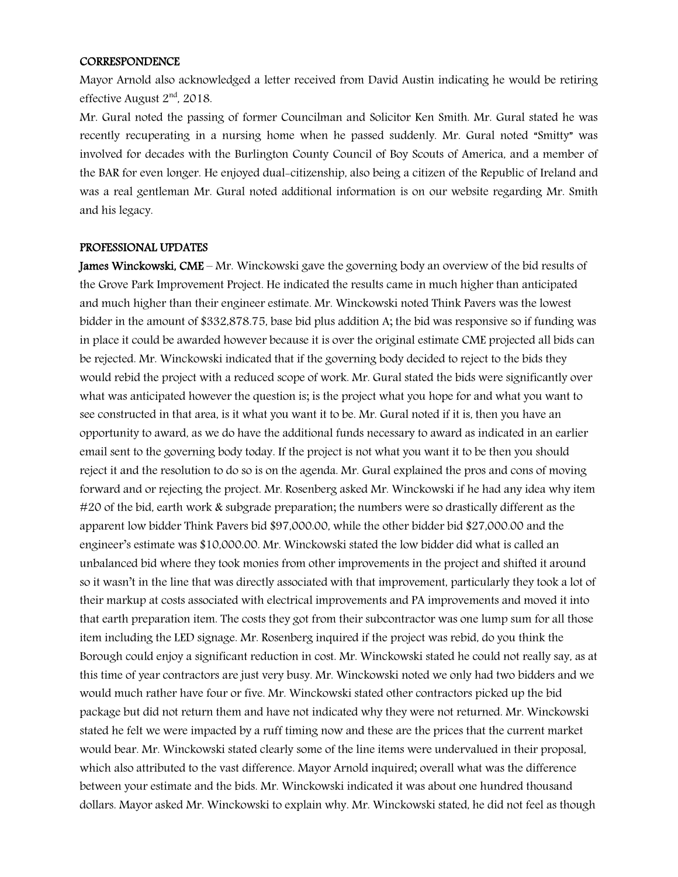**CORRESPONDENCE**

Mayor Arnold also acknowledged a letter received from David Austin indicating he would be retiring effective August 2nd, 2018.

Mr. Gural noted the passing of former Councilman and Solicitor Ken Smith. Mr. Gural stated he was recently recuperating in a nursing home when he passed suddenly. Mr. Gural noted "Smitty" was involved for decades with the Burlington County Council of Boy Scouts of America, and a member of the BAR for even longer. He enjoyed dual-citizenship, also being a citizen of the Republic of Ireland and was a real gentleman Mr. Gural noted additional information is on our website regarding Mr. Smith and his legacy.

**PROFESSIONAL UPDATES**

**James Winckowski, CME** – Mr. Winckowski gave the governing body an overview of the bid results of the Grove Park Improvement Project. He indicated the results came in much higher than anticipated and much higher than their engineer estimate. Mr. Winckowski noted Think Pavers was the lowest bidder in the amount of $332,878.75, base bid plus addition A; the bid was responsive so if funding was in place it could be awarded however because it is over the original estimate CME projected all bids can be rejected. Mr. Winckowski indicated that if the governing body decided to reject to the bids they would rebid the project with a reduced scope of work. Mr. Gural stated the bids were significantly over what was anticipated however the question is; is the project what you hope for and what you want to see constructed in that area, is it what you want it to be. Mr. Gural noted if it is, then you have an opportunity to award, as we do have the additional funds necessary to award as indicated in an earlier email sent to the governing body today. If the project is not what you want it to be then you should reject it and the resolution to do so is on the agenda. Mr. Gural explained the pros and cons of moving forward and or rejecting the project. Mr. Rosenberg asked Mr. Winckowski if he had any idea why item #20 of the bid, earth work & subgrade preparation; the numbers were so drastically different as the apparent low bidder Think Pavers bid $97,000.00, while the other bidder bid $27,000.00 and the engineer's estimate was $10,000.00. Mr. Winckowski stated the low bidder did what is called an unbalanced bid where they took monies from other improvements in the project and shifted it around so it wasn't in the line that was directly associated with that improvement, particularly they took a lot of their markup at costs associated with electrical improvements and PA improvements and moved it into that earth preparation item. The costs they got from their subcontractor was one lump sum for all those item including the LED signage. Mr. Rosenberg inquired if the project was rebid, do you think the Borough could enjoy a significant reduction in cost. Mr. Winckowski stated he could not really say, as at this time of year contractors are just very busy. Mr. Winckowski noted we only had two bidders and we would much rather have four or five. Mr. Winckowski stated other contractors picked up the bid package but did not return them and have not indicated why they were not returned. Mr. Winckowski stated he felt we were impacted by a ruff timing now and these are the prices that the current market would bear. Mr. Winckowski stated clearly some of the line items were undervalued in their proposal, which also attributed to the vast difference. Mayor Arnold inquired; overall what was the difference between your estimate and the bids. Mr. Winckowski indicated it was about one hundred thousand dollars. Mayor asked Mr. Winckowski to explain why. Mr. Winckowski stated, he did not feel as though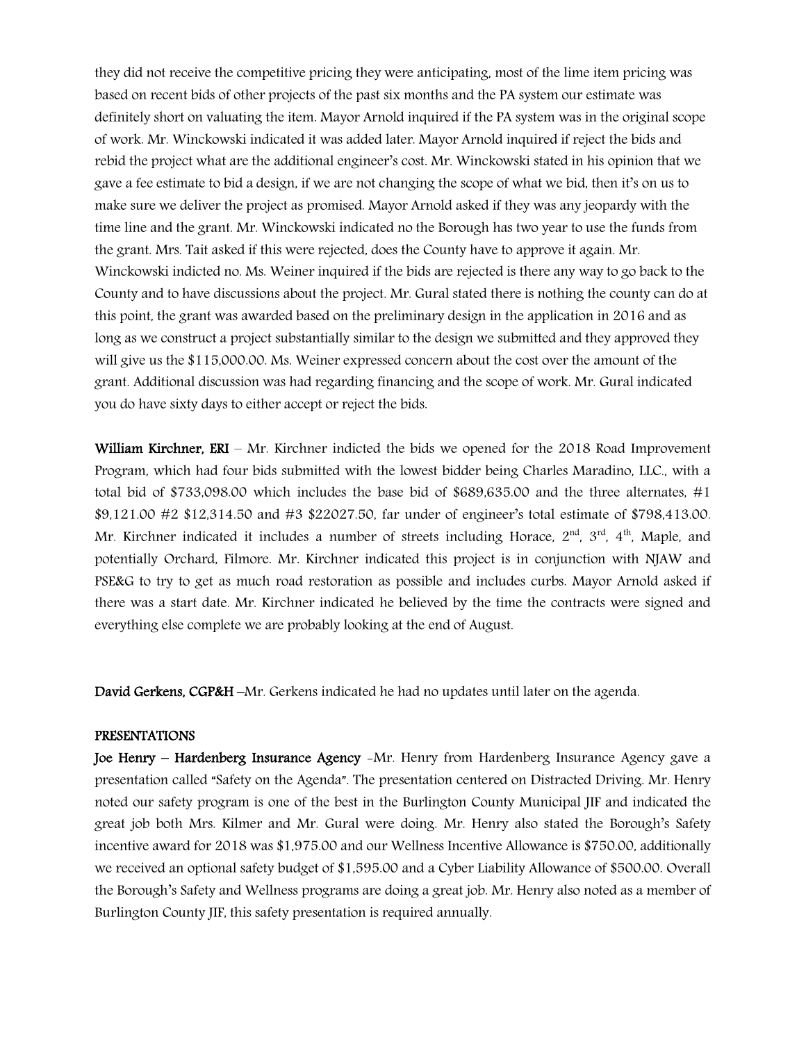they did not receive the competitive pricing they were anticipating, most of the lime item pricing was based on recent bids of other projects of the past six months and the PA system our estimate was definitely short on valuating the item. Mayor Arnold inquired if the PA system was in the original scope of work. Mr. Winckowski indicated it was added later. Mayor Arnold inquired if reject the bids and rebid the project what are the additional engineer's cost. Mr. Winckowski stated in his opinion that we gave a fee estimate to bid a design, if we are not changing the scope of what we bid, then it's on us to make sure we deliver the project as promised. Mayor Arnold asked if they was any jeopardy with the time line and the grant. Mr. Winckowski indicated no the Borough has two year to use the funds from the grant. Mrs. Tait asked if this were rejected, does the County have to approve it again. Mr. Winckowski indicted no. Ms. Weiner inquired if the bids are rejected is there any way to go back to the County and to have discussions about the project. Mr. Gural stated there is nothing the county can do at this point, the grant was awarded based on the preliminary design in the application in 2016 and as long as we construct a project substantially similar to the design we submitted and they approved they will give us the $115,000.00. Ms. Weiner expressed concern about the cost over the amount of the grant. Additional discussion was had regarding financing and the scope of work. Mr. Gural indicated you do have sixty days to either accept or reject the bids.

**William Kirchner, ERI** – Mr. Kirchner indicted the bids we opened for the 2018 Road Improvement Program, which had four bids submitted with the lowest bidder being Charles Maradino, LLC., with a total bid of $733,098.00 which includes the base bid of $689,635.00 and the three alternates, #1 $9,121.00 #2 $12,314.50 and #3 $22027.50, far under of engineer's total estimate of $798,413.00. Mr. Kirchner indicated it includes a number of streets including Horace, 2nd, 3rd, 4th, Maple, and potentially Orchard, Filmore. Mr. Kirchner indicated this project is in conjunction with NJAW and PSE&G to try to get as much road restoration as possible and includes curbs. Mayor Arnold asked if there was a start date. Mr. Kirchner indicated he believed by the time the contracts were signed and everything else complete we are probably looking at the end of August.

**David Gerkens, CGP&H** –Mr. Gerkens indicated he had no updates until later on the agenda.

**PRESENTATIONS**

**Joe Henry – Hardenberg Insurance Agency** -Mr. Henry from Hardenberg Insurance Agency gave a presentation called "Safety on the Agenda". The presentation centered on Distracted Driving. Mr. Henry noted our safety program is one of the best in the Burlington County Municipal JIF and indicated the great job both Mrs. Kilmer and Mr. Gural were doing. Mr. Henry also stated the Borough's Safety incentive award for 2018 was $1,975.00 and our Wellness Incentive Allowance is $750.00, additionally we received an optional safety budget of $1,595.00 and a Cyber Liability Allowance of $500.00. Overall the Borough's Safety and Wellness programs are doing a great job. Mr. Henry also noted as a member of Burlington County JIF, this safety presentation is required annually.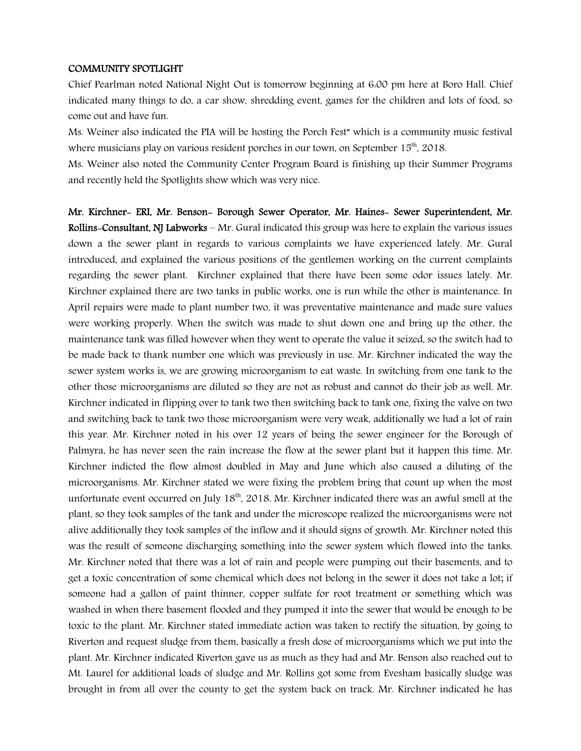**COMMUNITY SPOTLIGHT**

Chief Pearlman noted National Night Out is tomorrow beginning at 6:00 pm here at Boro Hall. Chief indicated many things to do, a car show, shredding event, games for the children and lots of food, so come out and have fun.

Ms. Weiner also indicated the PIA will be hosting the Porch Fest" which is a community music festival where musicians play on various resident porches in our town, on September 15th, 2018.

Ms. Weiner also noted the Community Center Program Board is finishing up their Summer Programs and recently held the Spotlights show which was very nice.

**Mr. Kirchner- ERI, Mr. Benson- Borough Sewer Operator, Mr. Haines- Sewer Superintendent, Mr. Rollins-Consultant, NJ Labworks** – Mr. Gural indicated this group was here to explain the various issues down a the sewer plant in regards to various complaints we have experienced lately. Mr. Gural introduced, and explained the various positions of the gentlemen working on the current complaints regarding the sewer plant. Kirchner explained that there have been some odor issues lately. Mr. Kirchner explained there are two tanks in public works, one is run while the other is maintenance. In April repairs were made to plant number two, it was preventative maintenance and made sure values were working properly. When the switch was made to shut down one and bring up the other, the maintenance tank was filled however when they went to operate the value it seized, so the switch had to be made back to thank number one which was previously in use. Mr. Kirchner indicated the way the sewer system works is, we are growing microorganism to eat waste. In switching from one tank to the other those microorganisms are diluted so they are not as robust and cannot do their job as well. Mr. Kirchner indicated in flipping over to tank two then switching back to tank one, fixing the valve on two and switching back to tank two those microorganism were very weak, additionally we had a lot of rain this year. Mr. Kirchner noted in his over 12 years of being the sewer engineer for the Borough of Palmyra, he has never seen the rain increase the flow at the sewer plant but it happen this time. Mr. Kirchner indicted the flow almost doubled in May and June which also caused a diluting of the microorganisms. Mr. Kirchner stated we were fixing the problem bring that count up when the most unfortunate event occurred on July 18th, 2018. Mr. Kirchner indicated there was an awful smell at the plant, so they took samples of the tank and under the microscope realized the microorganisms were not alive additionally they took samples of the inflow and it should signs of growth. Mr. Kirchner noted this was the result of someone discharging something into the sewer system which flowed into the tanks. Mr. Kirchner noted that there was a lot of rain and people were pumping out their basements, and to get a toxic concentration of some chemical which does not belong in the sewer it does not take a lot; if someone had a gallon of paint thinner, copper sulfate for root treatment or something which was washed in when there basement flooded and they pumped it into the sewer that would be enough to be toxic to the plant. Mr. Kirchner stated immediate action was taken to rectify the situation, by going to Riverton and request sludge from them, basically a fresh dose of microorganisms which we put into the plant. Mr. Kirchner indicated Riverton gave us as much as they had and Mr. Benson also reached out to Mt. Laurel for additional loads of sludge and Mr. Rollins got some from Evesham basically sludge was brought in from all over the county to get the system back on track. Mr. Kirchner indicated he has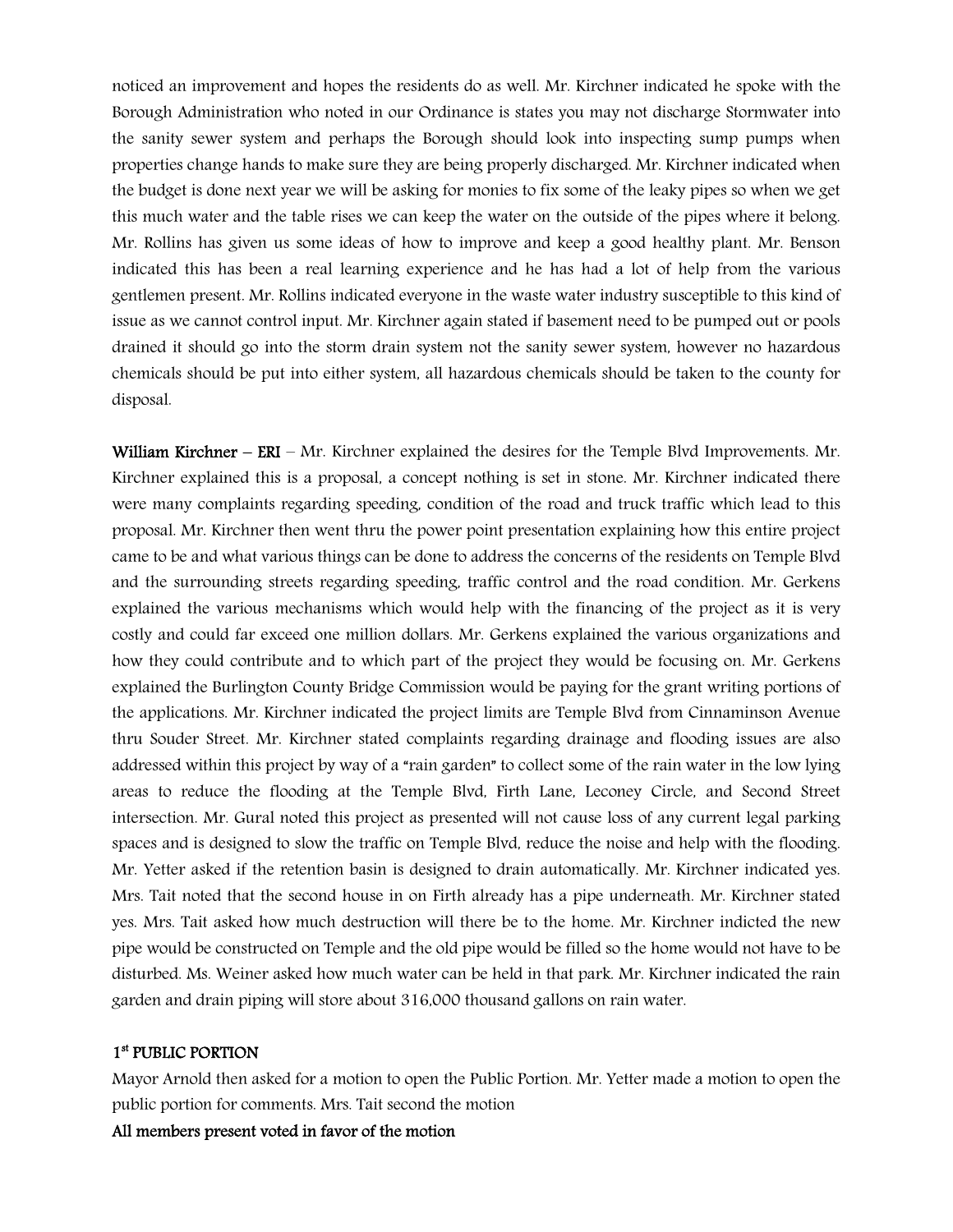noticed an improvement and hopes the residents do as well. Mr. Kirchner indicated he spoke with the Borough Administration who noted in our Ordinance is states you may not discharge Stormwater into the sanity sewer system and perhaps the Borough should look into inspecting sump pumps when properties change hands to make sure they are being properly discharged. Mr. Kirchner indicated when the budget is done next year we will be asking for monies to fix some of the leaky pipes so when we get this much water and the table rises we can keep the water on the outside of the pipes where it belong. Mr. Rollins has given us some ideas of how to improve and keep a good healthy plant. Mr. Benson indicated this has been a real learning experience and he has had a lot of help from the various gentlemen present. Mr. Rollins indicated everyone in the waste water industry susceptible to this kind of issue as we cannot control input. Mr. Kirchner again stated if basement need to be pumped out or pools drained it should go into the storm drain system not the sanity sewer system, however no hazardous chemicals should be put into either system, all hazardous chemicals should be taken to the county for disposal.

**William Kirchner – ERI** – Mr. Kirchner explained the desires for the Temple Blvd Improvements. Mr. Kirchner explained this is a proposal, a concept nothing is set in stone. Mr. Kirchner indicated there were many complaints regarding speeding, condition of the road and truck traffic which lead to this proposal. Mr. Kirchner then went thru the power point presentation explaining how this entire project came to be and what various things can be done to address the concerns of the residents on Temple Blvd and the surrounding streets regarding speeding, traffic control and the road condition. Mr. Gerkens explained the various mechanisms which would help with the financing of the project as it is very costly and could far exceed one million dollars. Mr. Gerkens explained the various organizations and how they could contribute and to which part of the project they would be focusing on. Mr. Gerkens explained the Burlington County Bridge Commission would be paying for the grant writing portions of the applications. Mr. Kirchner indicated the project limits are Temple Blvd from Cinnaminson Avenue thru Souder Street. Mr. Kirchner stated complaints regarding drainage and flooding issues are also addressed within this project by way of a "rain garden" to collect some of the rain water in the low lying areas to reduce the flooding at the Temple Blvd, Firth Lane, Leconey Circle, and Second Street intersection. Mr. Gural noted this project as presented will not cause loss of any current legal parking spaces and is designed to slow the traffic on Temple Blvd, reduce the noise and help with the flooding. Mr. Yetter asked if the retention basin is designed to drain automatically. Mr. Kirchner indicated yes. Mrs. Tait noted that the second house in on Firth already has a pipe underneath. Mr. Kirchner stated yes. Mrs. Tait asked how much destruction will there be to the home. Mr. Kirchner indicted the new pipe would be constructed on Temple and the old pipe would be filled so the home would not have to be disturbed. Ms. Weiner asked how much water can be held in that park. Mr. Kirchner indicated the rain garden and drain piping will store about 316,000 thousand gallons on rain water.

**1st PUBLIC PORTION**

Mayor Arnold then asked for a motion to open the Public Portion. Mr. Yetter made a motion to open the public portion for comments. Mrs. Tait second the motion

**All members present voted in favor of the motion**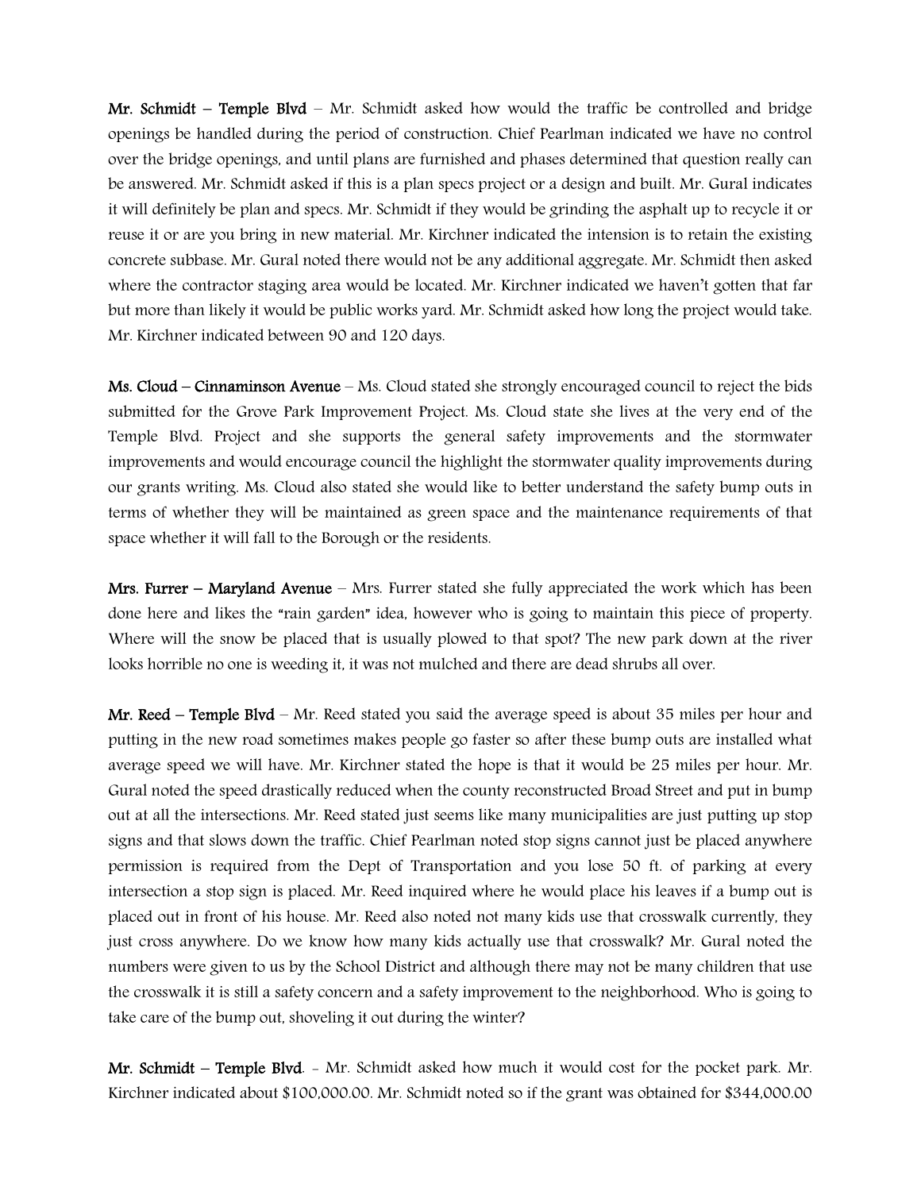**Mr. Schmidt – Temple Blvd** – Mr. Schmidt asked how would the traffic be controlled and bridge openings be handled during the period of construction. Chief Pearlman indicated we have no control over the bridge openings, and until plans are furnished and phases determined that question really can be answered. Mr. Schmidt asked if this is a plan specs project or a design and built. Mr. Gural indicates it will definitely be plan and specs. Mr. Schmidt if they would be grinding the asphalt up to recycle it or reuse it or are you bring in new material. Mr. Kirchner indicated the intension is to retain the existing concrete subbase. Mr. Gural noted there would not be any additional aggregate. Mr. Schmidt then asked where the contractor staging area would be located. Mr. Kirchner indicated we haven't gotten that far but more than likely it would be public works yard. Mr. Schmidt asked how long the project would take. Mr. Kirchner indicated between 90 and 120 days.

**Ms. Cloud – Cinnaminson Avenue** – Ms. Cloud stated she strongly encouraged council to reject the bids submitted for the Grove Park Improvement Project. Ms. Cloud state she lives at the very end of the Temple Blvd. Project and she supports the general safety improvements and the stormwater improvements and would encourage council the highlight the stormwater quality improvements during our grants writing. Ms. Cloud also stated she would like to better understand the safety bump outs in terms of whether they will be maintained as green space and the maintenance requirements of that space whether it will fall to the Borough or the residents.

**Mrs. Furrer – Maryland Avenue** – Mrs. Furrer stated she fully appreciated the work which has been done here and likes the "rain garden" idea, however who is going to maintain this piece of property. Where will the snow be placed that is usually plowed to that spot? The new park down at the river looks horrible no one is weeding it, it was not mulched and there are dead shrubs all over.

**Mr. Reed – Temple Blvd** – Mr. Reed stated you said the average speed is about 35 miles per hour and putting in the new road sometimes makes people go faster so after these bump outs are installed what average speed we will have. Mr. Kirchner stated the hope is that it would be 25 miles per hour. Mr. Gural noted the speed drastically reduced when the county reconstructed Broad Street and put in bump out at all the intersections. Mr. Reed stated just seems like many municipalities are just putting up stop signs and that slows down the traffic. Chief Pearlman noted stop signs cannot just be placed anywhere permission is required from the Dept of Transportation and you lose 50 ft. of parking at every intersection a stop sign is placed. Mr. Reed inquired where he would place his leaves if a bump out is placed out in front of his house. Mr. Reed also noted not many kids use that crosswalk currently, they just cross anywhere. Do we know how many kids actually use that crosswalk? Mr. Gural noted the numbers were given to us by the School District and although there may not be many children that use the crosswalk it is still a safety concern and a safety improvement to the neighborhood. Who is going to take care of the bump out, shoveling it out during the winter?

**Mr. Schmidt – Temple Blvd**. - Mr. Schmidt asked how much it would cost for the pocket park. Mr. Kirchner indicated about $100,000.00. Mr. Schmidt noted so if the grant was obtained for $344,000.00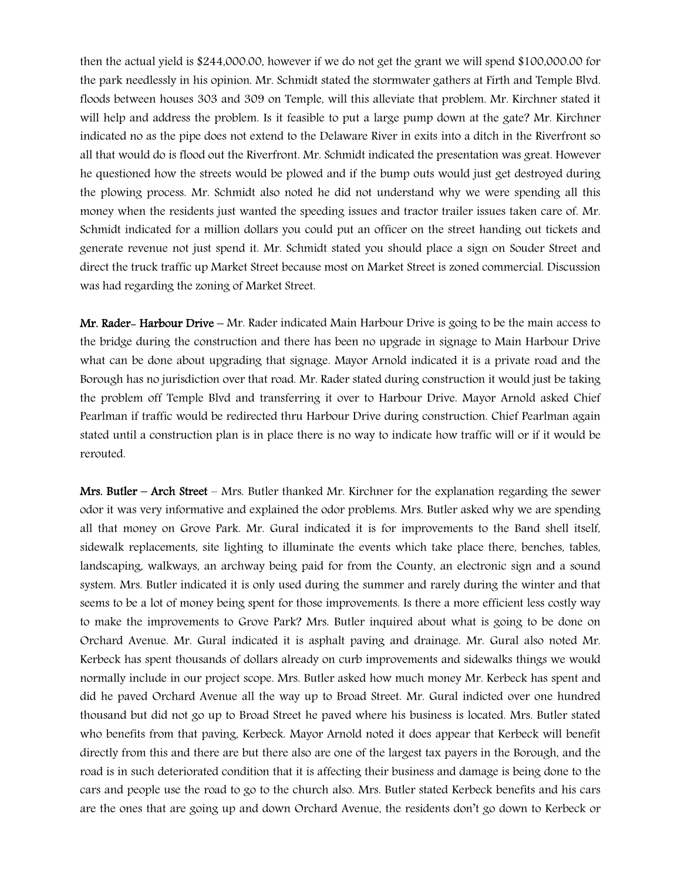then the actual yield is $244,000.00, however if we do not get the grant we will spend $100,000.00 for the park needlessly in his opinion. Mr. Schmidt stated the stormwater gathers at Firth and Temple Blvd. floods between houses 303 and 309 on Temple, will this alleviate that problem. Mr. Kirchner stated it will help and address the problem. Is it feasible to put a large pump down at the gate? Mr. Kirchner indicated no as the pipe does not extend to the Delaware River in exits into a ditch in the Riverfront so all that would do is flood out the Riverfront. Mr. Schmidt indicated the presentation was great. However he questioned how the streets would be plowed and if the bump outs would just get destroyed during the plowing process. Mr. Schmidt also noted he did not understand why we were spending all this money when the residents just wanted the speeding issues and tractor trailer issues taken care of. Mr. Schmidt indicated for a million dollars you could put an officer on the street handing out tickets and generate revenue not just spend it. Mr. Schmidt stated you should place a sign on Souder Street and direct the truck traffic up Market Street because most on Market Street is zoned commercial. Discussion was had regarding the zoning of Market Street.

**Mr. Rader- Harbour Drive** – Mr. Rader indicated Main Harbour Drive is going to be the main access to the bridge during the construction and there has been no upgrade in signage to Main Harbour Drive what can be done about upgrading that signage. Mayor Arnold indicated it is a private road and the Borough has no jurisdiction over that road. Mr. Rader stated during construction it would just be taking the problem off Temple Blvd and transferring it over to Harbour Drive. Mayor Arnold asked Chief Pearlman if traffic would be redirected thru Harbour Drive during construction. Chief Pearlman again stated until a construction plan is in place there is no way to indicate how traffic will or if it would be rerouted.

**Mrs. Butler – Arch Street** – Mrs. Butler thanked Mr. Kirchner for the explanation regarding the sewer odor it was very informative and explained the odor problems. Mrs. Butler asked why we are spending all that money on Grove Park. Mr. Gural indicated it is for improvements to the Band shell itself, sidewalk replacements, site lighting to illuminate the events which take place there, benches, tables, landscaping, walkways, an archway being paid for from the County, an electronic sign and a sound system. Mrs. Butler indicated it is only used during the summer and rarely during the winter and that seems to be a lot of money being spent for those improvements. Is there a more efficient less costly way to make the improvements to Grove Park? Mrs. Butler inquired about what is going to be done on Orchard Avenue. Mr. Gural indicated it is asphalt paving and drainage. Mr. Gural also noted Mr. Kerbeck has spent thousands of dollars already on curb improvements and sidewalks things we would normally include in our project scope. Mrs. Butler asked how much money Mr. Kerbeck has spent and did he paved Orchard Avenue all the way up to Broad Street. Mr. Gural indicted over one hundred thousand but did not go up to Broad Street he paved where his business is located. Mrs. Butler stated who benefits from that paving, Kerbeck. Mayor Arnold noted it does appear that Kerbeck will benefit directly from this and there are but there also are one of the largest tax payers in the Borough, and the road is in such deteriorated condition that it is affecting their business and damage is being done to the cars and people use the road to go to the church also. Mrs. Butler stated Kerbeck benefits and his cars are the ones that are going up and down Orchard Avenue, the residents don't go down to Kerbeck or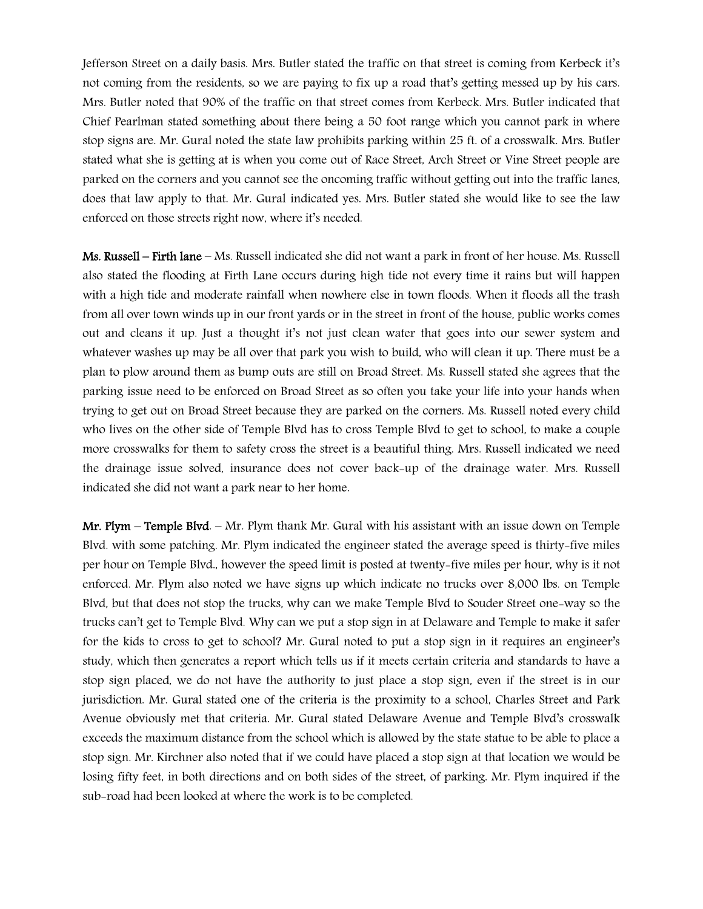Jefferson Street on a daily basis. Mrs. Butler stated the traffic on that street is coming from Kerbeck it's not coming from the residents, so we are paying to fix up a road that's getting messed up by his cars. Mrs. Butler noted that 90% of the traffic on that street comes from Kerbeck. Mrs. Butler indicated that Chief Pearlman stated something about there being a 50 foot range which you cannot park in where stop signs are. Mr. Gural noted the state law prohibits parking within 25 ft. of a crosswalk. Mrs. Butler stated what she is getting at is when you come out of Race Street, Arch Street or Vine Street people are parked on the corners and you cannot see the oncoming traffic without getting out into the traffic lanes, does that law apply to that. Mr. Gural indicated yes. Mrs. Butler stated she would like to see the law enforced on those streets right now, where it's needed.

**Ms. Russell – Firth lane** – Ms. Russell indicated she did not want a park in front of her house. Ms. Russell also stated the flooding at Firth Lane occurs during high tide not every time it rains but will happen with a high tide and moderate rainfall when nowhere else in town floods. When it floods all the trash from all over town winds up in our front yards or in the street in front of the house, public works comes out and cleans it up. Just a thought it's not just clean water that goes into our sewer system and whatever washes up may be all over that park you wish to build, who will clean it up. There must be a plan to plow around them as bump outs are still on Broad Street. Ms. Russell stated she agrees that the parking issue need to be enforced on Broad Street as so often you take your life into your hands when trying to get out on Broad Street because they are parked on the corners. Ms. Russell noted every child who lives on the other side of Temple Blvd has to cross Temple Blvd to get to school, to make a couple more crosswalks for them to safety cross the street is a beautiful thing. Mrs. Russell indicated we need the drainage issue solved, insurance does not cover back-up of the drainage water. Mrs. Russell indicated she did not want a park near to her home.

**Mr. Plym – Temple Blvd**. – Mr. Plym thank Mr. Gural with his assistant with an issue down on Temple Blvd. with some patching. Mr. Plym indicated the engineer stated the average speed is thirty-five miles per hour on Temple Blvd., however the speed limit is posted at twenty-five miles per hour, why is it not enforced. Mr. Plym also noted we have signs up which indicate no trucks over 8,000 lbs. on Temple Blvd, but that does not stop the trucks, why can we make Temple Blvd to Souder Street one-way so the trucks can't get to Temple Blvd. Why can we put a stop sign in at Delaware and Temple to make it safer for the kids to cross to get to school? Mr. Gural noted to put a stop sign in it requires an engineer's study, which then generates a report which tells us if it meets certain criteria and standards to have a stop sign placed, we do not have the authority to just place a stop sign, even if the street is in our jurisdiction. Mr. Gural stated one of the criteria is the proximity to a school, Charles Street and Park Avenue obviously met that criteria. Mr. Gural stated Delaware Avenue and Temple Blvd's crosswalk exceeds the maximum distance from the school which is allowed by the state statue to be able to place a stop sign. Mr. Kirchner also noted that if we could have placed a stop sign at that location we would be losing fifty feet, in both directions and on both sides of the street, of parking. Mr. Plym inquired if the sub-road had been looked at where the work is to be completed.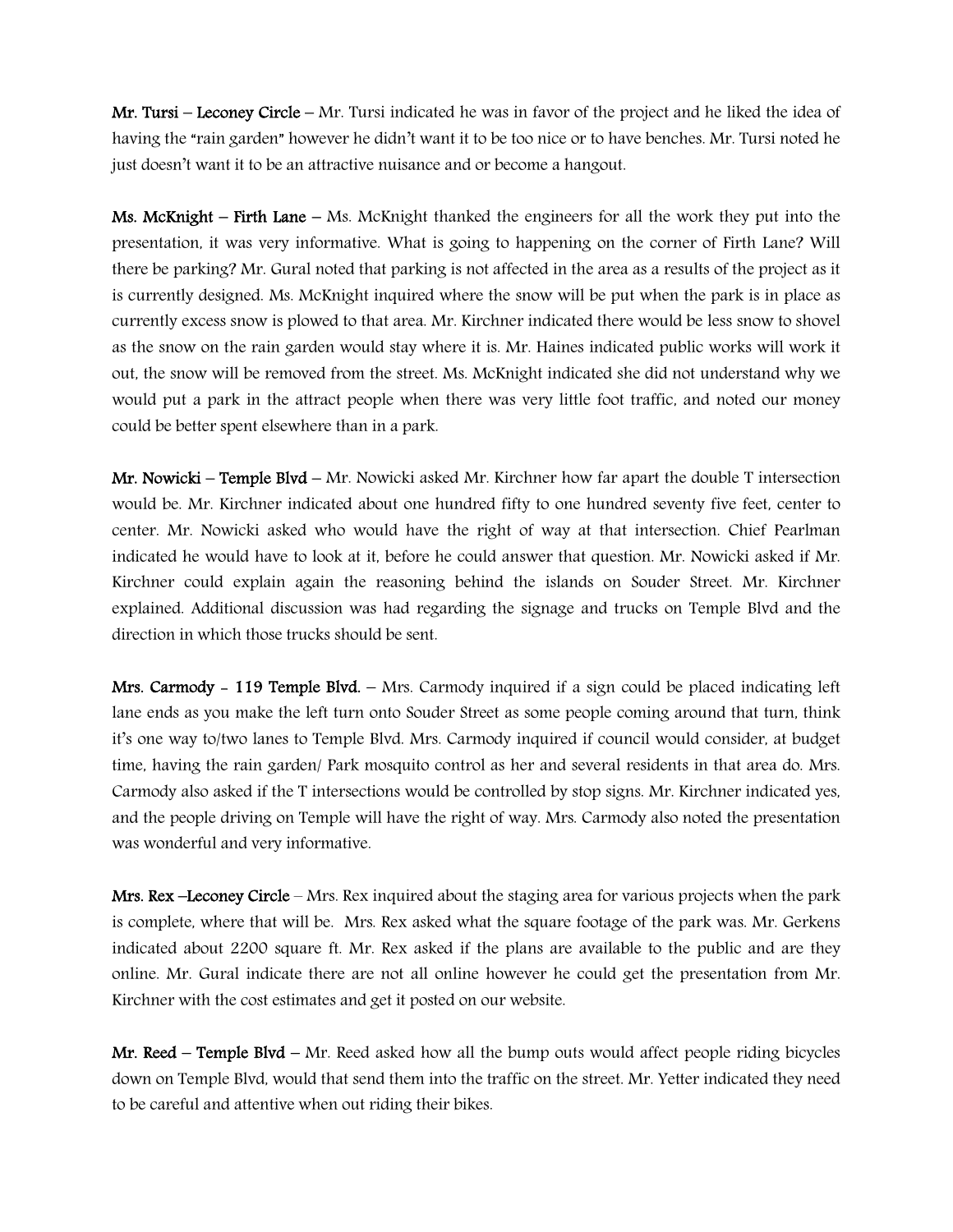**Mr. Tursi – Leconey Circle** – Mr. Tursi indicated he was in favor of the project and he liked the idea of having the "rain garden" however he didn't want it to be too nice or to have benches. Mr. Tursi noted he just doesn't want it to be an attractive nuisance and or become a hangout.

**Ms. McKnight – Firth Lane** – Ms. McKnight thanked the engineers for all the work they put into the presentation, it was very informative. What is going to happening on the corner of Firth Lane? Will there be parking? Mr. Gural noted that parking is not affected in the area as a results of the project as it is currently designed. Ms. McKnight inquired where the snow will be put when the park is in place as currently excess snow is plowed to that area. Mr. Kirchner indicated there would be less snow to shovel as the snow on the rain garden would stay where it is. Mr. Haines indicated public works will work it out, the snow will be removed from the street. Ms. McKnight indicated she did not understand why we would put a park in the attract people when there was very little foot traffic, and noted our money could be better spent elsewhere than in a park.

**Mr. Nowicki – Temple Blvd** – Mr. Nowicki asked Mr. Kirchner how far apart the double T intersection would be. Mr. Kirchner indicated about one hundred fifty to one hundred seventy five feet, center to center. Mr. Nowicki asked who would have the right of way at that intersection. Chief Pearlman indicated he would have to look at it, before he could answer that question. Mr. Nowicki asked if Mr. Kirchner could explain again the reasoning behind the islands on Souder Street. Mr. Kirchner explained. Additional discussion was had regarding the signage and trucks on Temple Blvd and the direction in which those trucks should be sent.

**Mrs. Carmody - 119 Temple Blvd.** – Mrs. Carmody inquired if a sign could be placed indicating left lane ends as you make the left turn onto Souder Street as some people coming around that turn, think it's one way to/two lanes to Temple Blvd. Mrs. Carmody inquired if council would consider, at budget time, having the rain garden/ Park mosquito control as her and several residents in that area do. Mrs. Carmody also asked if the T intersections would be controlled by stop signs. Mr. Kirchner indicated yes, and the people driving on Temple will have the right of way. Mrs. Carmody also noted the presentation was wonderful and very informative.

**Mrs. Rex –Leconey Circle** – Mrs. Rex inquired about the staging area for various projects when the park is complete, where that will be. Mrs. Rex asked what the square footage of the park was. Mr. Gerkens indicated about 2200 square ft. Mr. Rex asked if the plans are available to the public and are they online. Mr. Gural indicate there are not all online however he could get the presentation from Mr. Kirchner with the cost estimates and get it posted on our website.

**Mr. Reed – Temple Blvd** – Mr. Reed asked how all the bump outs would affect people riding bicycles down on Temple Blvd, would that send them into the traffic on the street. Mr. Yetter indicated they need to be careful and attentive when out riding their bikes.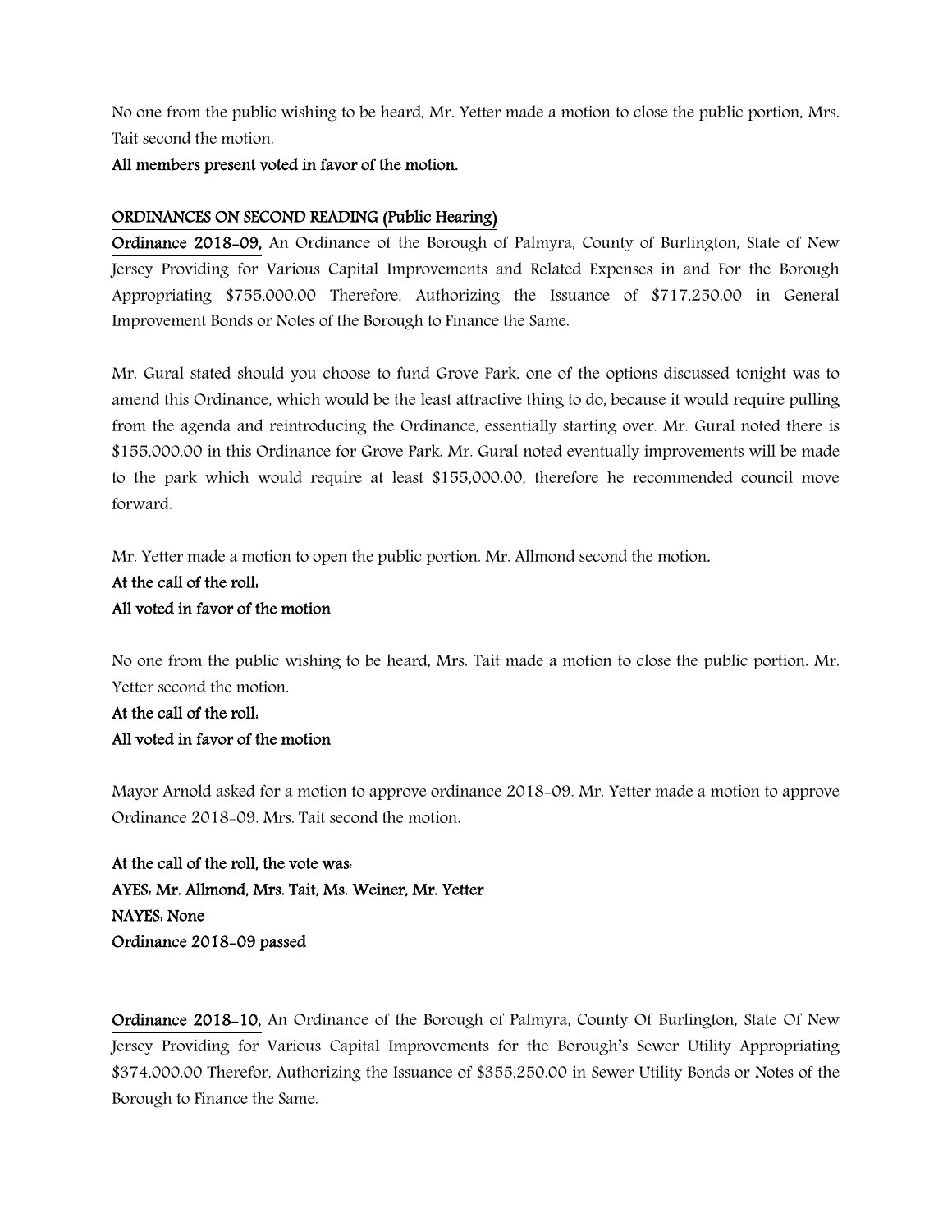No one from the public wishing to be heard, Mr. Yetter made a motion to close the public portion, Mrs. Tait second the motion.

**All members present voted in favor of the motion.**

**ORDINANCES ON SECOND READING (Public Hearing)**

**Ordinance 2018-09,** An Ordinance of the Borough of Palmyra, County of Burlington, State of New Jersey Providing for Various Capital Improvements and Related Expenses in and For the Borough Appropriating $755,000.00 Therefore, Authorizing the Issuance of $717,250.00 in General Improvement Bonds or Notes of the Borough to Finance the Same.

Mr. Gural stated should you choose to fund Grove Park, one of the options discussed tonight was to amend this Ordinance, which would be the least attractive thing to do, because it would require pulling from the agenda and reintroducing the Ordinance, essentially starting over. Mr. Gural noted there is $155,000.00 in this Ordinance for Grove Park. Mr. Gural noted eventually improvements will be made to the park which would require at least $155,000.00, therefore he recommended council move forward.

Mr. Yetter made a motion to open the public portion. Mr. Allmond second the motion.

**At the call of the roll:**
**All voted in favor of the motion**

No one from the public wishing to be heard, Mrs. Tait made a motion to close the public portion. Mr. Yetter second the motion.

**At the call of the roll:**
**All voted in favor of the motion**

Mayor Arnold asked for a motion to approve ordinance 2018-09. Mr. Yetter made a motion to approve Ordinance 2018-09. Mrs. Tait second the motion.

**At the call of the roll, the vote was:**
**AYES: Mr. Allmond, Mrs. Tait, Ms. Weiner, Mr. Yetter**
**NAYES: None**
**Ordinance 2018-09 passed**

**Ordinance 2018-10,** An Ordinance of the Borough of Palmyra, County Of Burlington, State Of New Jersey Providing for Various Capital Improvements for the Borough's Sewer Utility Appropriating $374,000.00 Therefor, Authorizing the Issuance of $355,250.00 in Sewer Utility Bonds or Notes of the Borough to Finance the Same.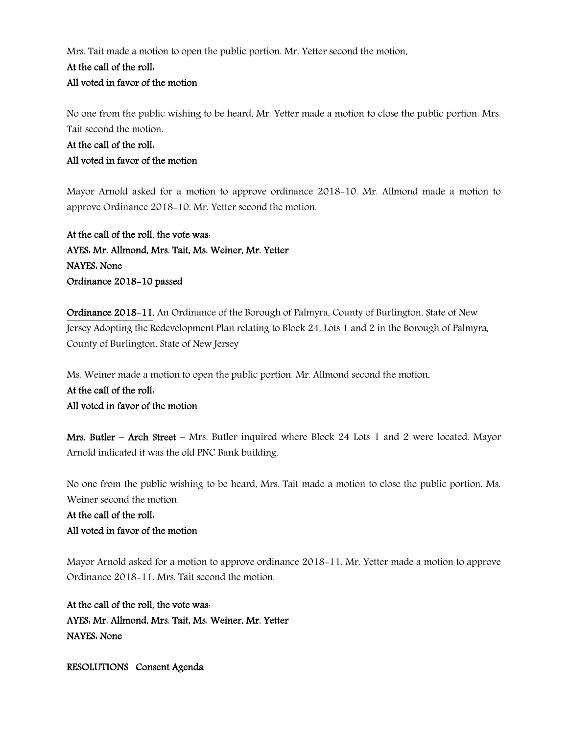Mrs. Tait made a motion to open the public portion. Mr. Yetter second the motion.

**At the call of the roll:**
**All voted in favor of the motion**

No one from the public wishing to be heard, Mr. Yetter made a motion to close the public portion. Mrs. Tait second the motion.

**At the call of the roll:**
**All voted in favor of the motion**

Mayor Arnold asked for a motion to approve ordinance 2018-10. Mr. Allmond made a motion to approve Ordinance 2018-10. Mr. Yetter second the motion.

**At the call of the roll, the vote was:**
**AYES: Mr. Allmond, Mrs. Tait, Ms. Weiner, Mr. Yetter**
**NAYES: None**
**Ordinance 2018-10 passed**

**Ordinance 2018-11**, An Ordinance of the Borough of Palmyra, County of Burlington, State of New Jersey Adopting the Redevelopment Plan relating to Block 24, Lots 1 and 2 in the Borough of Palmyra, County of Burlington, State of New Jersey

Ms. Weiner made a motion to open the public portion. Mr. Allmond second the motion.

**At the call of the roll:**
**All voted in favor of the motion**

**Mrs. Butler – Arch Street** – Mrs. Butler inquired where Block 24 Lots 1 and 2 were located. Mayor Arnold indicated it was the old PNC Bank building.

No one from the public wishing to be heard, Mrs. Tait made a motion to close the public portion. Ms. Weiner second the motion.

**At the call of the roll:**
**All voted in favor of the motion**

Mayor Arnold asked for a motion to approve ordinance 2018-11. Mr. Yetter made a motion to approve Ordinance 2018-11. Mrs. Tait second the motion.

**At the call of the roll, the vote was:**
**AYES: Mr. Allmond, Mrs. Tait, Ms. Weiner, Mr. Yetter**
**NAYES: None**

**RESOLUTIONS Consent Agenda**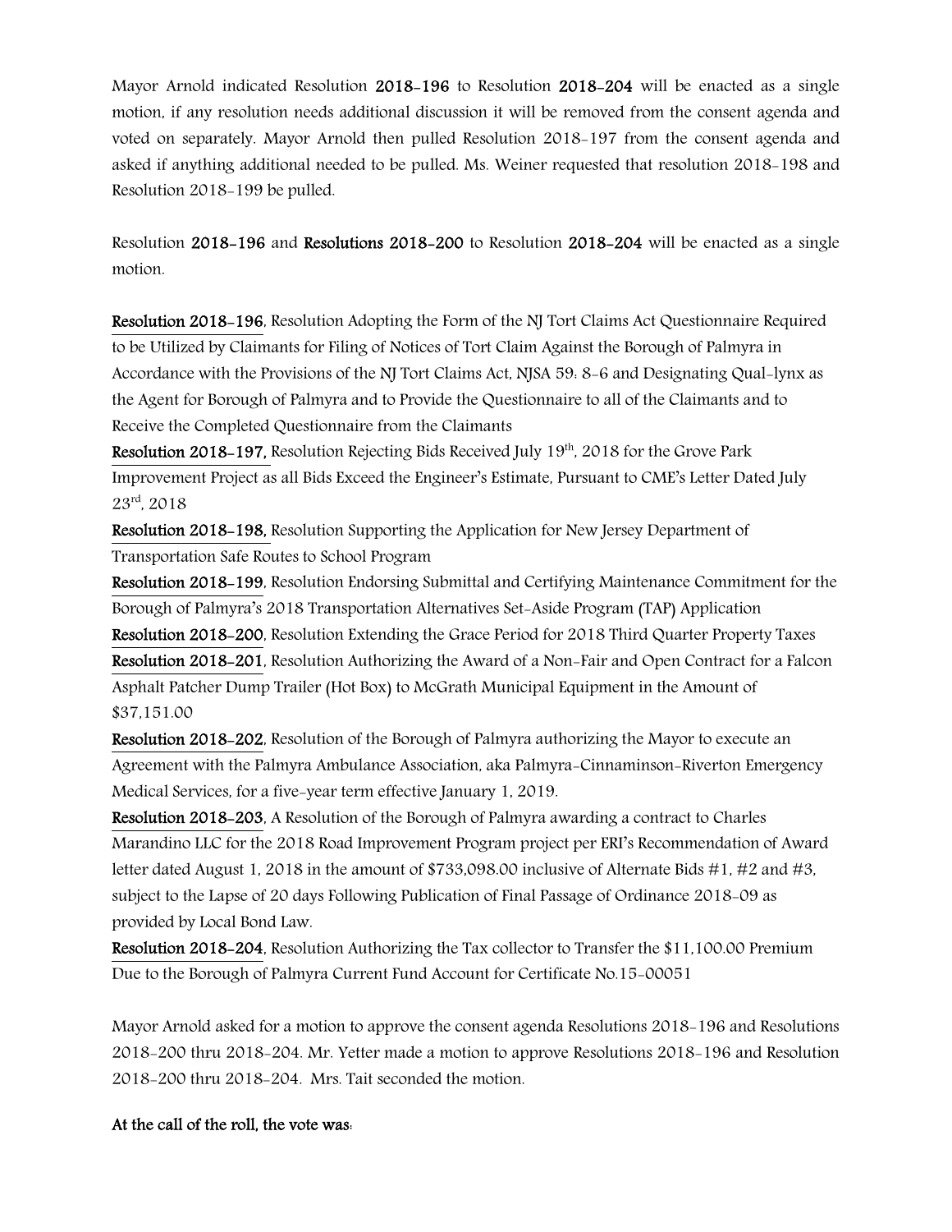Mayor Arnold indicated Resolution **2018-196** to Resolution **2018-204** will be enacted as a single motion, if any resolution needs additional discussion it will be removed from the consent agenda and voted on separately. Mayor Arnold then pulled Resolution 2018-197 from the consent agenda and asked if anything additional needed to be pulled. Ms. Weiner requested that resolution 2018-198 and Resolution 2018-199 be pulled.

Resolution **2018-196** and **Resolutions 2018-200** to Resolution **2018-204** will be enacted as a single motion.

**Resolution 2018-196**, Resolution Adopting the Form of the NJ Tort Claims Act Questionnaire Required to be Utilized by Claimants for Filing of Notices of Tort Claim Against the Borough of Palmyra in Accordance with the Provisions of the NJ Tort Claims Act, NJSA 59: 8-6 and Designating Qual-lynx as the Agent for Borough of Palmyra and to Provide the Questionnaire to all of the Claimants and to Receive the Completed Questionnaire from the Claimants

**Resolution 2018-197,** Resolution Rejecting Bids Received July 19th, 2018 for the Grove Park Improvement Project as all Bids Exceed the Engineer's Estimate, Pursuant to CME's Letter Dated July 23rd, 2018

**Resolution 2018-198,** Resolution Supporting the Application for New Jersey Department of Transportation Safe Routes to School Program

**Resolution 2018-199**, Resolution Endorsing Submittal and Certifying Maintenance Commitment for the Borough of Palmyra's 2018 Transportation Alternatives Set-Aside Program (TAP) Application

**Resolution 2018-200**, Resolution Extending the Grace Period for 2018 Third Quarter Property Taxes

**Resolution 2018-201**, Resolution Authorizing the Award of a Non-Fair and Open Contract for a Falcon Asphalt Patcher Dump Trailer (Hot Box) to McGrath Municipal Equipment in the Amount of $37,151.00

**Resolution 2018-202**, Resolution of the Borough of Palmyra authorizing the Mayor to execute an Agreement with the Palmyra Ambulance Association, aka Palmyra-Cinnaminson-Riverton Emergency Medical Services, for a five-year term effective January 1, 2019.

**Resolution 2018-203**, A Resolution of the Borough of Palmyra awarding a contract to Charles Marandino LLC for the 2018 Road Improvement Program project per ERI's Recommendation of Award letter dated August 1, 2018 in the amount of $733,098.00 inclusive of Alternate Bids #1, #2 and #3, subject to the Lapse of 20 days Following Publication of Final Passage of Ordinance 2018-09 as provided by Local Bond Law.

**Resolution 2018-204**, Resolution Authorizing the Tax collector to Transfer the $11,100.00 Premium Due to the Borough of Palmyra Current Fund Account for Certificate No.15-00051

Mayor Arnold asked for a motion to approve the consent agenda Resolutions 2018-196 and Resolutions 2018-200 thru 2018-204. Mr. Yetter made a motion to approve Resolutions 2018-196 and Resolution 2018-200 thru 2018-204. Mrs. Tait seconded the motion.

**At the call of the roll, the vote was:**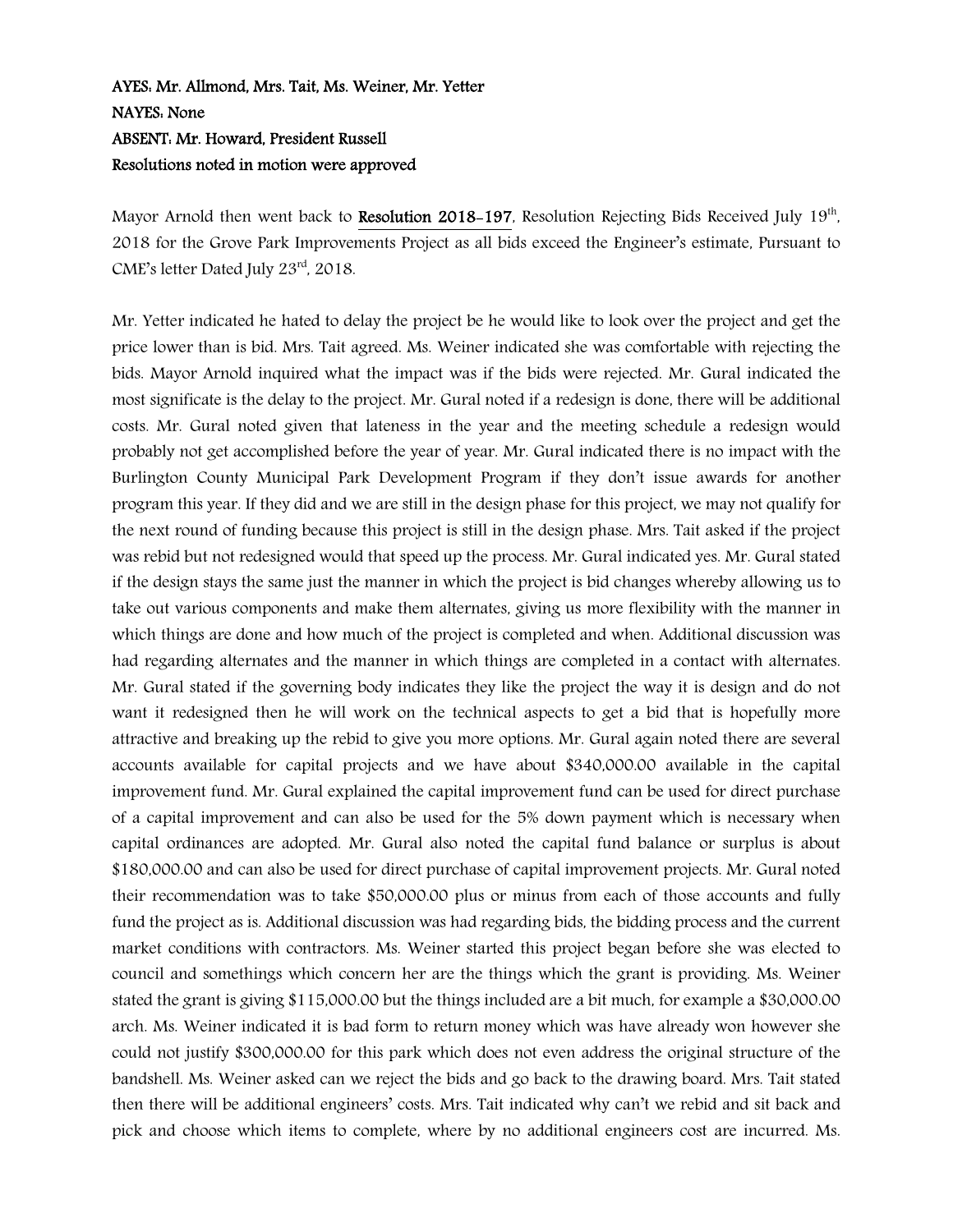**AYES: Mr. Allmond, Mrs. Tait, Ms. Weiner, Mr. Yetter**
**NAYES: None**
**ABSENT: Mr. Howard, President Russell**
**Resolutions noted in motion were approved**

Mayor Arnold then went back to **Resolution 2018-197**, Resolution Rejecting Bids Received July 19th, 2018 for the Grove Park Improvements Project as all bids exceed the Engineer's estimate, Pursuant to CME's letter Dated July 23rd, 2018.

Mr. Yetter indicated he hated to delay the project be he would like to look over the project and get the price lower than is bid. Mrs. Tait agreed. Ms. Weiner indicated she was comfortable with rejecting the bids. Mayor Arnold inquired what the impact was if the bids were rejected. Mr. Gural indicated the most significate is the delay to the project. Mr. Gural noted if a redesign is done, there will be additional costs. Mr. Gural noted given that lateness in the year and the meeting schedule a redesign would probably not get accomplished before the year of year. Mr. Gural indicated there is no impact with the Burlington County Municipal Park Development Program if they don't issue awards for another program this year. If they did and we are still in the design phase for this project, we may not qualify for the next round of funding because this project is still in the design phase. Mrs. Tait asked if the project was rebid but not redesigned would that speed up the process. Mr. Gural indicated yes. Mr. Gural stated if the design stays the same just the manner in which the project is bid changes whereby allowing us to take out various components and make them alternates, giving us more flexibility with the manner in which things are done and how much of the project is completed and when. Additional discussion was had regarding alternates and the manner in which things are completed in a contact with alternates. Mr. Gural stated if the governing body indicates they like the project the way it is design and do not want it redesigned then he will work on the technical aspects to get a bid that is hopefully more attractive and breaking up the rebid to give you more options. Mr. Gural again noted there are several accounts available for capital projects and we have about $340,000.00 available in the capital improvement fund. Mr. Gural explained the capital improvement fund can be used for direct purchase of a capital improvement and can also be used for the 5% down payment which is necessary when capital ordinances are adopted. Mr. Gural also noted the capital fund balance or surplus is about $180,000.00 and can also be used for direct purchase of capital improvement projects. Mr. Gural noted their recommendation was to take $50,000.00 plus or minus from each of those accounts and fully fund the project as is. Additional discussion was had regarding bids, the bidding process and the current market conditions with contractors. Ms. Weiner started this project began before she was elected to council and somethings which concern her are the things which the grant is providing. Ms. Weiner stated the grant is giving $115,000.00 but the things included are a bit much, for example a $30,000.00 arch. Ms. Weiner indicated it is bad form to return money which was have already won however she could not justify $300,000.00 for this park which does not even address the original structure of the bandshell. Ms. Weiner asked can we reject the bids and go back to the drawing board. Mrs. Tait stated then there will be additional engineers' costs. Mrs. Tait indicated why can't we rebid and sit back and pick and choose which items to complete, where by no additional engineers cost are incurred. Ms.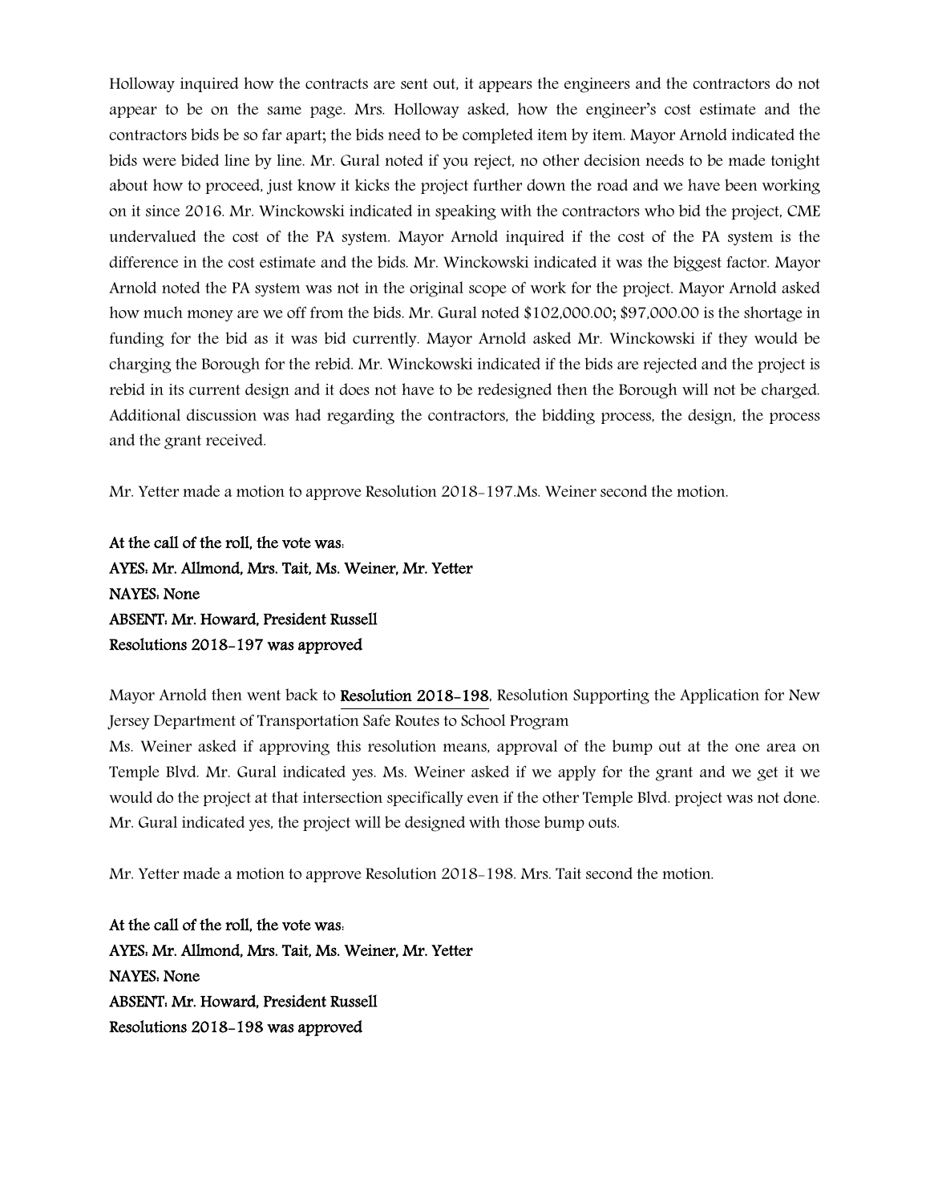Holloway inquired how the contracts are sent out, it appears the engineers and the contractors do not appear to be on the same page. Mrs. Holloway asked, how the engineer's cost estimate and the contractors bids be so far apart; the bids need to be completed item by item. Mayor Arnold indicated the bids were bided line by line. Mr. Gural noted if you reject, no other decision needs to be made tonight about how to proceed, just know it kicks the project further down the road and we have been working on it since 2016. Mr. Winckowski indicated in speaking with the contractors who bid the project, CME undervalued the cost of the PA system. Mayor Arnold inquired if the cost of the PA system is the difference in the cost estimate and the bids. Mr. Winckowski indicated it was the biggest factor. Mayor Arnold noted the PA system was not in the original scope of work for the project. Mayor Arnold asked how much money are we off from the bids. Mr. Gural noted $102,000.00; $97,000.00 is the shortage in funding for the bid as it was bid currently. Mayor Arnold asked Mr. Winckowski if they would be charging the Borough for the rebid. Mr. Winckowski indicated if the bids are rejected and the project is rebid in its current design and it does not have to be redesigned then the Borough will not be charged. Additional discussion was had regarding the contractors, the bidding process, the design, the process and the grant received.

Mr. Yetter made a motion to approve Resolution 2018-197.Ms. Weiner second the motion.

**At the call of the roll, the vote was:**
**AYES: Mr. Allmond, Mrs. Tait, Ms. Weiner, Mr. Yetter**
**NAYES: None**
**ABSENT: Mr. Howard, President Russell**
**Resolutions 2018-197 was approved**

Mayor Arnold then went back to **Resolution 2018-198**, Resolution Supporting the Application for New Jersey Department of Transportation Safe Routes to School Program
Ms. Weiner asked if approving this resolution means, approval of the bump out at the one area on Temple Blvd. Mr. Gural indicated yes. Ms. Weiner asked if we apply for the grant and we get it we would do the project at that intersection specifically even if the other Temple Blvd. project was not done. Mr. Gural indicated yes, the project will be designed with those bump outs.

Mr. Yetter made a motion to approve Resolution 2018-198. Mrs. Tait second the motion.

**At the call of the roll, the vote was:**
**AYES: Mr. Allmond, Mrs. Tait, Ms. Weiner, Mr. Yetter**
**NAYES: None**
**ABSENT: Mr. Howard, President Russell**
**Resolutions 2018-198 was approved**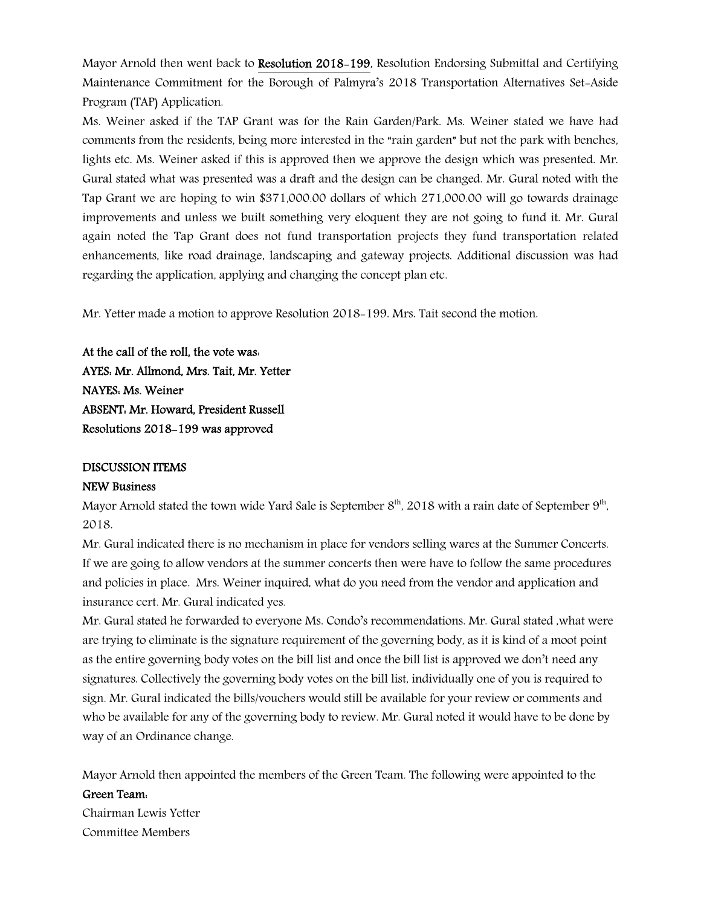Mayor Arnold then went back to **Resolution 2018-199**, Resolution Endorsing Submittal and Certifying Maintenance Commitment for the Borough of Palmyra's 2018 Transportation Alternatives Set-Aside Program (TAP) Application.

Ms. Weiner asked if the TAP Grant was for the Rain Garden/Park. Ms. Weiner stated we have had comments from the residents, being more interested in the "rain garden" but not the park with benches, lights etc. Ms. Weiner asked if this is approved then we approve the design which was presented. Mr. Gural stated what was presented was a draft and the design can be changed. Mr. Gural noted with the Tap Grant we are hoping to win $371,000.00 dollars of which 271,000.00 will go towards drainage improvements and unless we built something very eloquent they are not going to fund it. Mr. Gural again noted the Tap Grant does not fund transportation projects they fund transportation related enhancements, like road drainage, landscaping and gateway projects. Additional discussion was had regarding the application, applying and changing the concept plan etc.

Mr. Yetter made a motion to approve Resolution 2018-199. Mrs. Tait second the motion.

**At the call of the roll, the vote was:**
**AYES: Mr. Allmond, Mrs. Tait, Mr. Yetter**
**NAYES: Ms. Weiner**
**ABSENT: Mr. Howard, President Russell**
**Resolutions 2018-199 was approved**

**DISCUSSION ITEMS**

**NEW Business**

Mayor Arnold stated the town wide Yard Sale is September 8th, 2018 with a rain date of September 9th, 2018.

Mr. Gural indicated there is no mechanism in place for vendors selling wares at the Summer Concerts. If we are going to allow vendors at the summer concerts then were have to follow the same procedures and policies in place. Mrs. Weiner inquired, what do you need from the vendor and application and insurance cert. Mr. Gural indicated yes.

Mr. Gural stated he forwarded to everyone Ms. Condo's recommendations. Mr. Gural stated ,what were are trying to eliminate is the signature requirement of the governing body, as it is kind of a moot point as the entire governing body votes on the bill list and once the bill list is approved we don't need any signatures. Collectively the governing body votes on the bill list, individually one of you is required to sign. Mr. Gural indicated the bills/vouchers would still be available for your review or comments and who be available for any of the governing body to review. Mr. Gural noted it would have to be done by way of an Ordinance change.

Mayor Arnold then appointed the members of the Green Team. The following were appointed to the **Green Team:**

Chairman Lewis Yetter

Committee Members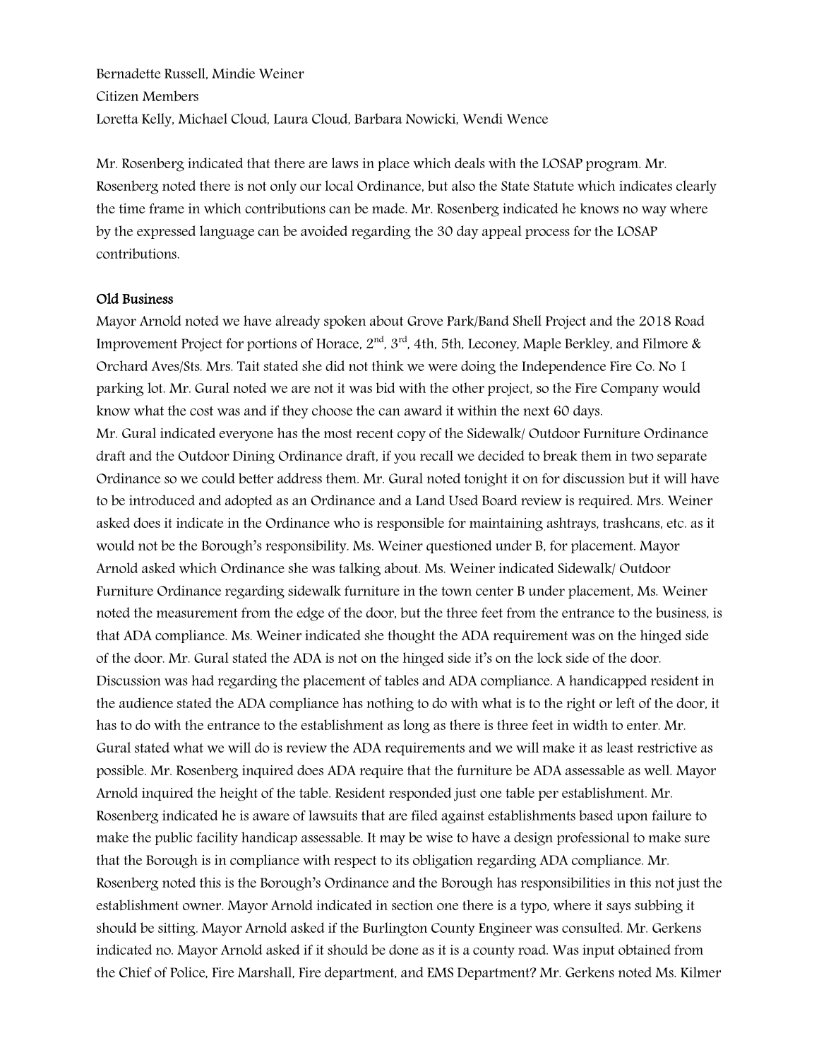Bernadette Russell, Mindie Weiner

Citizen Members

Loretta Kelly, Michael Cloud, Laura Cloud, Barbara Nowicki, Wendi Wence

Mr. Rosenberg indicated that there are laws in place which deals with the LOSAP program. Mr. Rosenberg noted there is not only our local Ordinance, but also the State Statute which indicates clearly the time frame in which contributions can be made. Mr. Rosenberg indicated he knows no way where by the expressed language can be avoided regarding the 30 day appeal process for the LOSAP contributions.

### Old Business

Mayor Arnold noted we have already spoken about Grove Park/Band Shell Project and the 2018 Road Improvement Project for portions of Horace, 2nd, 3rd, 4th, 5th, Leconey, Maple Berkley, and Filmore & Orchard Aves/Sts. Mrs. Tait stated she did not think we were doing the Independence Fire Co. No 1 parking lot. Mr. Gural noted we are not it was bid with the other project, so the Fire Company would know what the cost was and if they choose the can award it within the next 60 days.

Mr. Gural indicated everyone has the most recent copy of the Sidewalk/ Outdoor Furniture Ordinance draft and the Outdoor Dining Ordinance draft, if you recall we decided to break them in two separate Ordinance so we could better address them. Mr. Gural noted tonight it on for discussion but it will have to be introduced and adopted as an Ordinance and a Land Used Board review is required. Mrs. Weiner asked does it indicate in the Ordinance who is responsible for maintaining ashtrays, trashcans, etc. as it would not be the Borough's responsibility. Ms. Weiner questioned under B, for placement. Mayor Arnold asked which Ordinance she was talking about. Ms. Weiner indicated Sidewalk/ Outdoor Furniture Ordinance regarding sidewalk furniture in the town center B under placement, Ms. Weiner noted the measurement from the edge of the door, but the three feet from the entrance to the business, is that ADA compliance. Ms. Weiner indicated she thought the ADA requirement was on the hinged side of the door. Mr. Gural stated the ADA is not on the hinged side it's on the lock side of the door. Discussion was had regarding the placement of tables and ADA compliance. A handicapped resident in the audience stated the ADA compliance has nothing to do with what is to the right or left of the door, it has to do with the entrance to the establishment as long as there is three feet in width to enter. Mr. Gural stated what we will do is review the ADA requirements and we will make it as least restrictive as possible. Mr. Rosenberg inquired does ADA require that the furniture be ADA assessable as well. Mayor Arnold inquired the height of the table. Resident responded just one table per establishment. Mr. Rosenberg indicated he is aware of lawsuits that are filed against establishments based upon failure to make the public facility handicap assessable. It may be wise to have a design professional to make sure that the Borough is in compliance with respect to its obligation regarding ADA compliance. Mr. Rosenberg noted this is the Borough's Ordinance and the Borough has responsibilities in this not just the establishment owner. Mayor Arnold indicated in section one there is a typo, where it says subbing it should be sitting. Mayor Arnold asked if the Burlington County Engineer was consulted. Mr. Gerkens indicated no. Mayor Arnold asked if it should be done as it is a county road. Was input obtained from the Chief of Police, Fire Marshall, Fire department, and EMS Department? Mr. Gerkens noted Ms. Kilmer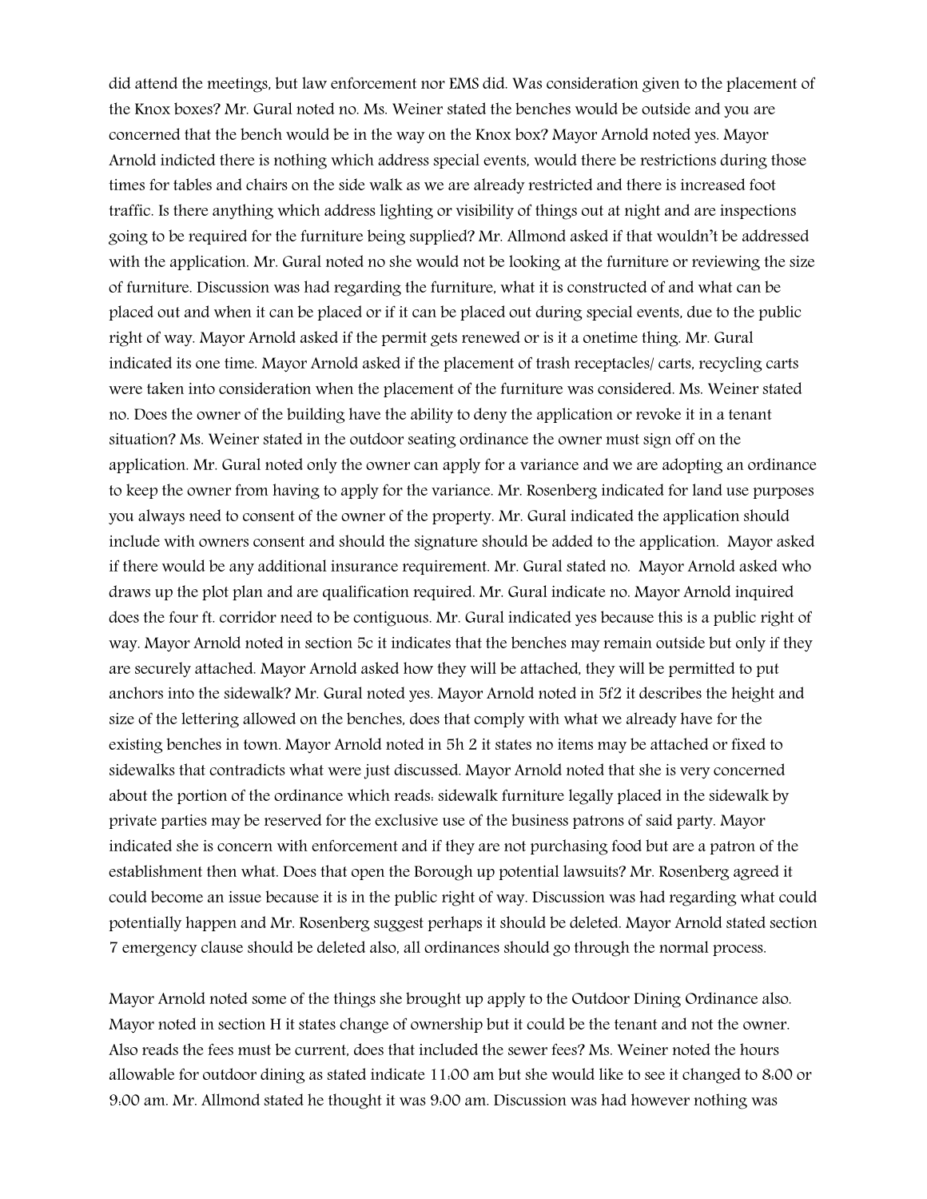did attend the meetings, but law enforcement nor EMS did. Was consideration given to the placement of the Knox boxes? Mr. Gural noted no. Ms. Weiner stated the benches would be outside and you are concerned that the bench would be in the way on the Knox box? Mayor Arnold noted yes. Mayor Arnold indicted there is nothing which address special events, would there be restrictions during those times for tables and chairs on the side walk as we are already restricted and there is increased foot traffic. Is there anything which address lighting or visibility of things out at night and are inspections going to be required for the furniture being supplied? Mr. Allmond asked if that wouldn't be addressed with the application. Mr. Gural noted no she would not be looking at the furniture or reviewing the size of furniture. Discussion was had regarding the furniture, what it is constructed of and what can be placed out and when it can be placed or if it can be placed out during special events, due to the public right of way. Mayor Arnold asked if the permit gets renewed or is it a onetime thing. Mr. Gural indicated its one time. Mayor Arnold asked if the placement of trash receptacles/ carts, recycling carts were taken into consideration when the placement of the furniture was considered. Ms. Weiner stated no. Does the owner of the building have the ability to deny the application or revoke it in a tenant situation? Ms. Weiner stated in the outdoor seating ordinance the owner must sign off on the application. Mr. Gural noted only the owner can apply for a variance and we are adopting an ordinance to keep the owner from having to apply for the variance. Mr. Rosenberg indicated for land use purposes you always need to consent of the owner of the property. Mr. Gural indicated the application should include with owners consent and should the signature should be added to the application. Mayor asked if there would be any additional insurance requirement. Mr. Gural stated no. Mayor Arnold asked who draws up the plot plan and are qualification required. Mr. Gural indicate no. Mayor Arnold inquired does the four ft. corridor need to be contiguous. Mr. Gural indicated yes because this is a public right of way. Mayor Arnold noted in section 5c it indicates that the benches may remain outside but only if they are securely attached. Mayor Arnold asked how they will be attached, they will be permitted to put anchors into the sidewalk? Mr. Gural noted yes. Mayor Arnold noted in 5f2 it describes the height and size of the lettering allowed on the benches, does that comply with what we already have for the existing benches in town. Mayor Arnold noted in 5h 2 it states no items may be attached or fixed to sidewalks that contradicts what were just discussed. Mayor Arnold noted that she is very concerned about the portion of the ordinance which reads: sidewalk furniture legally placed in the sidewalk by private parties may be reserved for the exclusive use of the business patrons of said party. Mayor indicated she is concern with enforcement and if they are not purchasing food but are a patron of the establishment then what. Does that open the Borough up potential lawsuits? Mr. Rosenberg agreed it could become an issue because it is in the public right of way. Discussion was had regarding what could potentially happen and Mr. Rosenberg suggest perhaps it should be deleted. Mayor Arnold stated section 7 emergency clause should be deleted also, all ordinances should go through the normal process.

Mayor Arnold noted some of the things she brought up apply to the Outdoor Dining Ordinance also. Mayor noted in section H it states change of ownership but it could be the tenant and not the owner. Also reads the fees must be current, does that included the sewer fees? Ms. Weiner noted the hours allowable for outdoor dining as stated indicate 11:00 am but she would like to see it changed to 8:00 or 9:00 am. Mr. Allmond stated he thought it was 9:00 am. Discussion was had however nothing was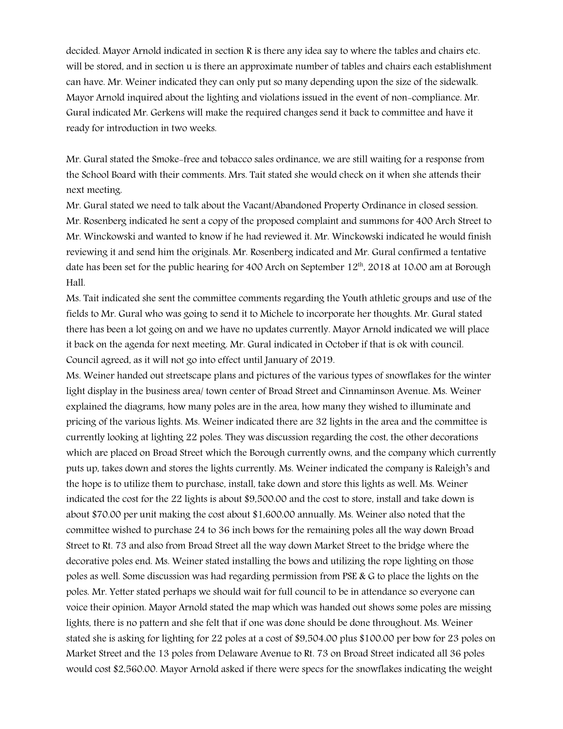decided. Mayor Arnold indicated in section R is there any idea say to where the tables and chairs etc. will be stored, and in section u is there an approximate number of tables and chairs each establishment can have. Mr. Weiner indicated they can only put so many depending upon the size of the sidewalk. Mayor Arnold inquired about the lighting and violations issued in the event of non-compliance. Mr. Gural indicated Mr. Gerkens will make the required changes send it back to committee and have it ready for introduction in two weeks.

Mr. Gural stated the Smoke-free and tobacco sales ordinance, we are still waiting for a response from the School Board with their comments. Mrs. Tait stated she would check on it when she attends their next meeting.

Mr. Gural stated we need to talk about the Vacant/Abandoned Property Ordinance in closed session. Mr. Rosenberg indicated he sent a copy of the proposed complaint and summons for 400 Arch Street to Mr. Winckowski and wanted to know if he had reviewed it. Mr. Winckowski indicated he would finish reviewing it and send him the originals. Mr. Rosenberg indicated and Mr. Gural confirmed a tentative date has been set for the public hearing for 400 Arch on September 12th, 2018 at 10:00 am at Borough Hall.

Ms. Tait indicated she sent the committee comments regarding the Youth athletic groups and use of the fields to Mr. Gural who was going to send it to Michele to incorporate her thoughts. Mr. Gural stated there has been a lot going on and we have no updates currently. Mayor Arnold indicated we will place it back on the agenda for next meeting. Mr. Gural indicated in October if that is ok with council. Council agreed, as it will not go into effect until January of 2019.

Ms. Weiner handed out streetscape plans and pictures of the various types of snowflakes for the winter light display in the business area/ town center of Broad Street and Cinnaminson Avenue. Ms. Weiner explained the diagrams, how many poles are in the area, how many they wished to illuminate and pricing of the various lights. Ms. Weiner indicated there are 32 lights in the area and the committee is currently looking at lighting 22 poles. They was discussion regarding the cost, the other decorations which are placed on Broad Street which the Borough currently owns, and the company which currently puts up, takes down and stores the lights currently. Ms. Weiner indicated the company is Raleigh's and the hope is to utilize them to purchase, install, take down and store this lights as well. Ms. Weiner indicated the cost for the 22 lights is about $9,500.00 and the cost to store, install and take down is about $70.00 per unit making the cost about $1,600.00 annually. Ms. Weiner also noted that the committee wished to purchase 24 to 36 inch bows for the remaining poles all the way down Broad Street to Rt. 73 and also from Broad Street all the way down Market Street to the bridge where the decorative poles end. Ms. Weiner stated installing the bows and utilizing the rope lighting on those poles as well. Some discussion was had regarding permission from PSE & G to place the lights on the poles. Mr. Yetter stated perhaps we should wait for full council to be in attendance so everyone can voice their opinion. Mayor Arnold stated the map which was handed out shows some poles are missing lights, there is no pattern and she felt that if one was done should be done throughout. Ms. Weiner stated she is asking for lighting for 22 poles at a cost of $9,504.00 plus $100.00 per bow for 23 poles on Market Street and the 13 poles from Delaware Avenue to Rt. 73 on Broad Street indicated all 36 poles would cost $2,560.00. Mayor Arnold asked if there were specs for the snowflakes indicating the weight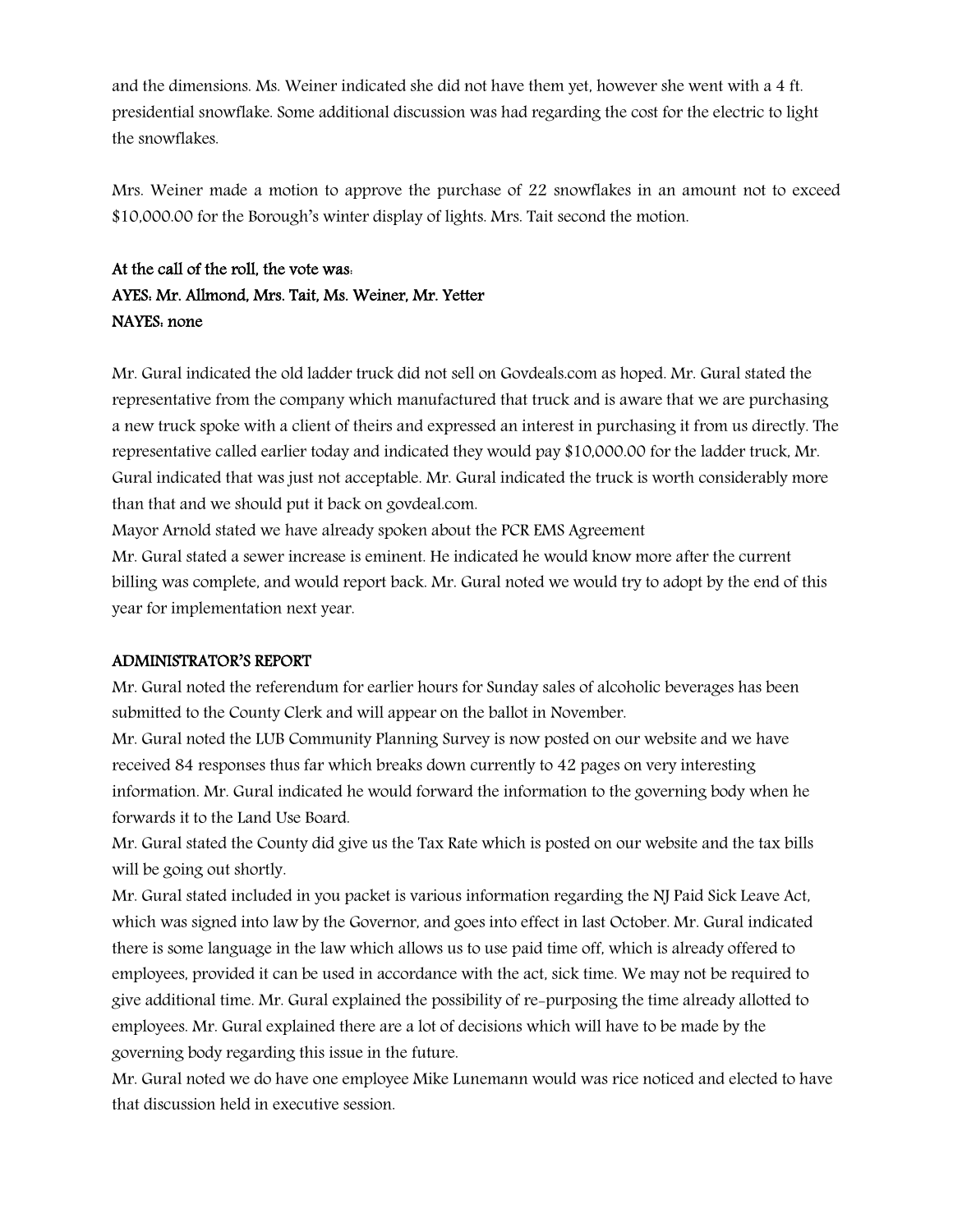and the dimensions. Ms. Weiner indicated she did not have them yet, however she went with a 4 ft. presidential snowflake. Some additional discussion was had regarding the cost for the electric to light the snowflakes.

Mrs. Weiner made a motion to approve the purchase of 22 snowflakes in an amount not to exceed $10,000.00 for the Borough's winter display of lights. Mrs. Tait second the motion.

**At the call of the roll, the vote was:**
**AYES: Mr. Allmond, Mrs. Tait, Ms. Weiner, Mr. Yetter**
**NAYES: none**

Mr. Gural indicated the old ladder truck did not sell on Govdeals.com as hoped. Mr. Gural stated the representative from the company which manufactured that truck and is aware that we are purchasing a new truck spoke with a client of theirs and expressed an interest in purchasing it from us directly. The representative called earlier today and indicated they would pay $10,000.00 for the ladder truck, Mr. Gural indicated that was just not acceptable. Mr. Gural indicated the truck is worth considerably more than that and we should put it back on govdeal.com.

Mayor Arnold stated we have already spoken about the PCR EMS Agreement

Mr. Gural stated a sewer increase is eminent. He indicated he would know more after the current billing was complete, and would report back. Mr. Gural noted we would try to adopt by the end of this year for implementation next year.

**ADMINISTRATOR'S REPORT**

Mr. Gural noted the referendum for earlier hours for Sunday sales of alcoholic beverages has been submitted to the County Clerk and will appear on the ballot in November.

Mr. Gural noted the LUB Community Planning Survey is now posted on our website and we have received 84 responses thus far which breaks down currently to 42 pages on very interesting information. Mr. Gural indicated he would forward the information to the governing body when he forwards it to the Land Use Board.

Mr. Gural stated the County did give us the Tax Rate which is posted on our website and the tax bills will be going out shortly.

Mr. Gural stated included in you packet is various information regarding the NJ Paid Sick Leave Act, which was signed into law by the Governor, and goes into effect in last October. Mr. Gural indicated there is some language in the law which allows us to use paid time off, which is already offered to employees, provided it can be used in accordance with the act, sick time. We may not be required to give additional time. Mr. Gural explained the possibility of re-purposing the time already allotted to employees. Mr. Gural explained there are a lot of decisions which will have to be made by the governing body regarding this issue in the future.

Mr. Gural noted we do have one employee Mike Lunemann would was rice noticed and elected to have that discussion held in executive session.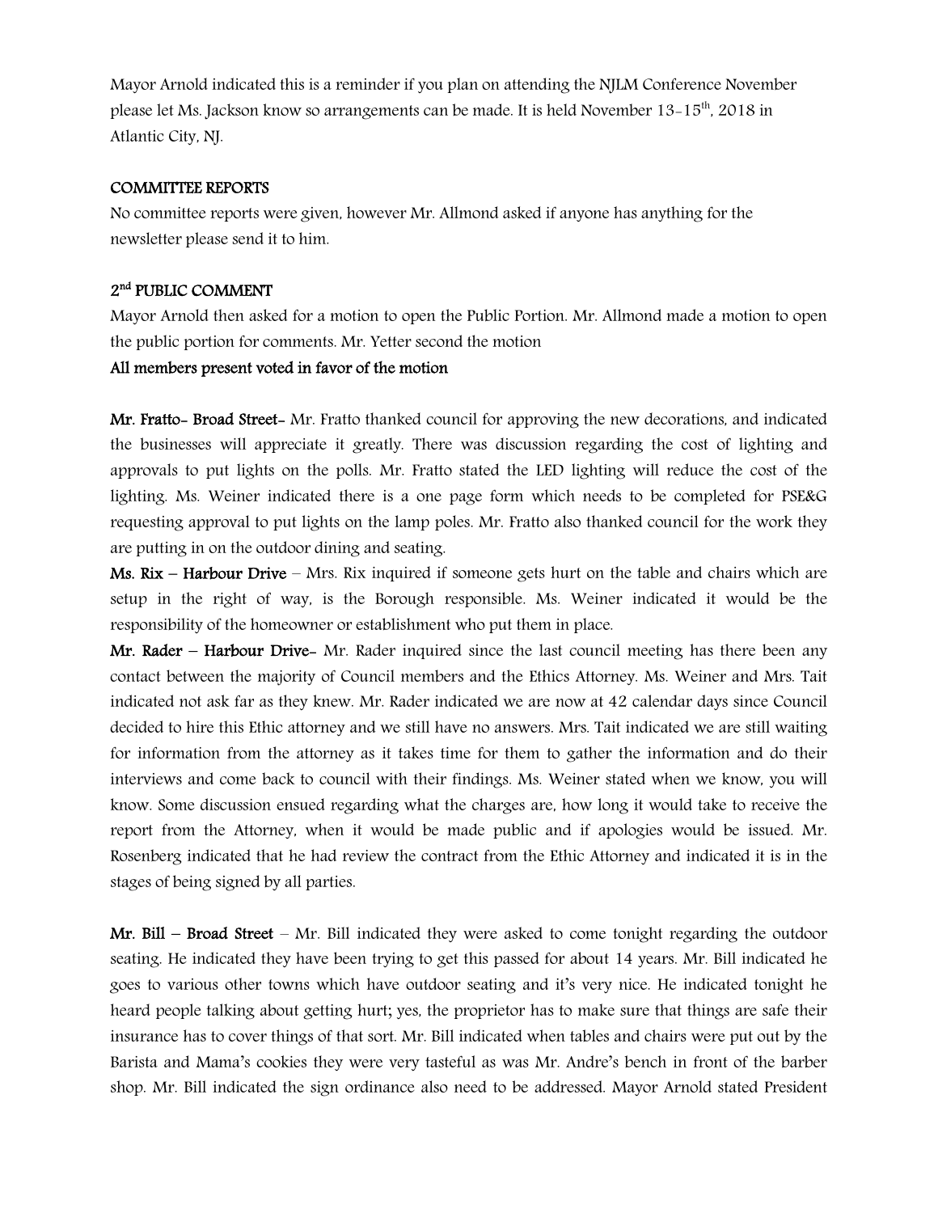Mayor Arnold indicated this is a reminder if you plan on attending the NJLM Conference November please let Ms. Jackson know so arrangements can be made. It is held November 13-15th, 2018 in Atlantic City, NJ.

**COMMITTEE REPORTS**

No committee reports were given, however Mr. Allmond asked if anyone has anything for the newsletter please send it to him.

**2nd PUBLIC COMMENT**

Mayor Arnold then asked for a motion to open the Public Portion. Mr. Allmond made a motion to open the public portion for comments. Mr. Yetter second the motion

**All members present voted in favor of the motion**

**Mr. Fratto- Broad Street-** Mr. Fratto thanked council for approving the new decorations, and indicated the businesses will appreciate it greatly. There was discussion regarding the cost of lighting and approvals to put lights on the polls. Mr. Fratto stated the LED lighting will reduce the cost of the lighting. Ms. Weiner indicated there is a one page form which needs to be completed for PSE&G requesting approval to put lights on the lamp poles. Mr. Fratto also thanked council for the work they are putting in on the outdoor dining and seating.

**Ms. Rix – Harbour Drive** – Mrs. Rix inquired if someone gets hurt on the table and chairs which are setup in the right of way, is the Borough responsible. Ms. Weiner indicated it would be the responsibility of the homeowner or establishment who put them in place.

**Mr. Rader – Harbour Drive-** Mr. Rader inquired since the last council meeting has there been any contact between the majority of Council members and the Ethics Attorney. Ms. Weiner and Mrs. Tait indicated not ask far as they knew. Mr. Rader indicated we are now at 42 calendar days since Council decided to hire this Ethic attorney and we still have no answers. Mrs. Tait indicated we are still waiting for information from the attorney as it takes time for them to gather the information and do their interviews and come back to council with their findings. Ms. Weiner stated when we know, you will know. Some discussion ensued regarding what the charges are, how long it would take to receive the report from the Attorney, when it would be made public and if apologies would be issued. Mr. Rosenberg indicated that he had review the contract from the Ethic Attorney and indicated it is in the stages of being signed by all parties.

**Mr. Bill – Broad Street** – Mr. Bill indicated they were asked to come tonight regarding the outdoor seating. He indicated they have been trying to get this passed for about 14 years. Mr. Bill indicated he goes to various other towns which have outdoor seating and it's very nice. He indicated tonight he heard people talking about getting hurt; yes, the proprietor has to make sure that things are safe their insurance has to cover things of that sort. Mr. Bill indicated when tables and chairs were put out by the Barista and Mama's cookies they were very tasteful as was Mr. Andre's bench in front of the barber shop. Mr. Bill indicated the sign ordinance also need to be addressed. Mayor Arnold stated President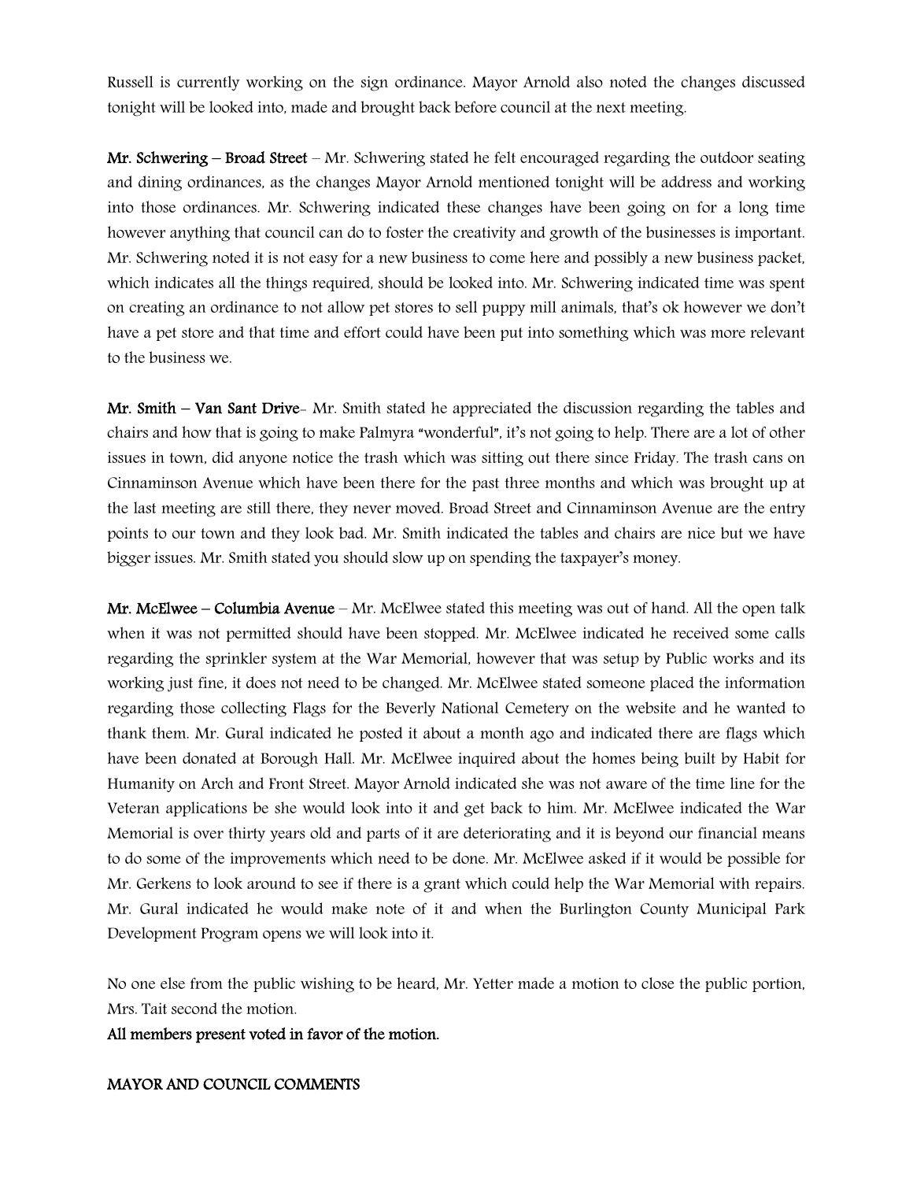Russell is currently working on the sign ordinance. Mayor Arnold also noted the changes discussed tonight will be looked into, made and brought back before council at the next meeting.

**Mr. Schwering – Broad Street** – Mr. Schwering stated he felt encouraged regarding the outdoor seating and dining ordinances, as the changes Mayor Arnold mentioned tonight will be address and working into those ordinances. Mr. Schwering indicated these changes have been going on for a long time however anything that council can do to foster the creativity and growth of the businesses is important. Mr. Schwering noted it is not easy for a new business to come here and possibly a new business packet, which indicates all the things required, should be looked into. Mr. Schwering indicated time was spent on creating an ordinance to not allow pet stores to sell puppy mill animals, that's ok however we don't have a pet store and that time and effort could have been put into something which was more relevant to the business we.

**Mr. Smith – Van Sant Drive**- Mr. Smith stated he appreciated the discussion regarding the tables and chairs and how that is going to make Palmyra "wonderful", it's not going to help. There are a lot of other issues in town, did anyone notice the trash which was sitting out there since Friday. The trash cans on Cinnaminson Avenue which have been there for the past three months and which was brought up at the last meeting are still there, they never moved. Broad Street and Cinnaminson Avenue are the entry points to our town and they look bad. Mr. Smith indicated the tables and chairs are nice but we have bigger issues. Mr. Smith stated you should slow up on spending the taxpayer's money.

**Mr. McElwee – Columbia Avenue** – Mr. McElwee stated this meeting was out of hand. All the open talk when it was not permitted should have been stopped. Mr. McElwee indicated he received some calls regarding the sprinkler system at the War Memorial, however that was setup by Public works and its working just fine, it does not need to be changed. Mr. McElwee stated someone placed the information regarding those collecting Flags for the Beverly National Cemetery on the website and he wanted to thank them. Mr. Gural indicated he posted it about a month ago and indicated there are flags which have been donated at Borough Hall. Mr. McElwee inquired about the homes being built by Habit for Humanity on Arch and Front Street. Mayor Arnold indicated she was not aware of the time line for the Veteran applications be she would look into it and get back to him. Mr. McElwee indicated the War Memorial is over thirty years old and parts of it are deteriorating and it is beyond our financial means to do some of the improvements which need to be done. Mr. McElwee asked if it would be possible for Mr. Gerkens to look around to see if there is a grant which could help the War Memorial with repairs. Mr. Gural indicated he would make note of it and when the Burlington County Municipal Park Development Program opens we will look into it.

No one else from the public wishing to be heard, Mr. Yetter made a motion to close the public portion, Mrs. Tait second the motion.

**All members present voted in favor of the motion.**

**MAYOR AND COUNCIL COMMENTS**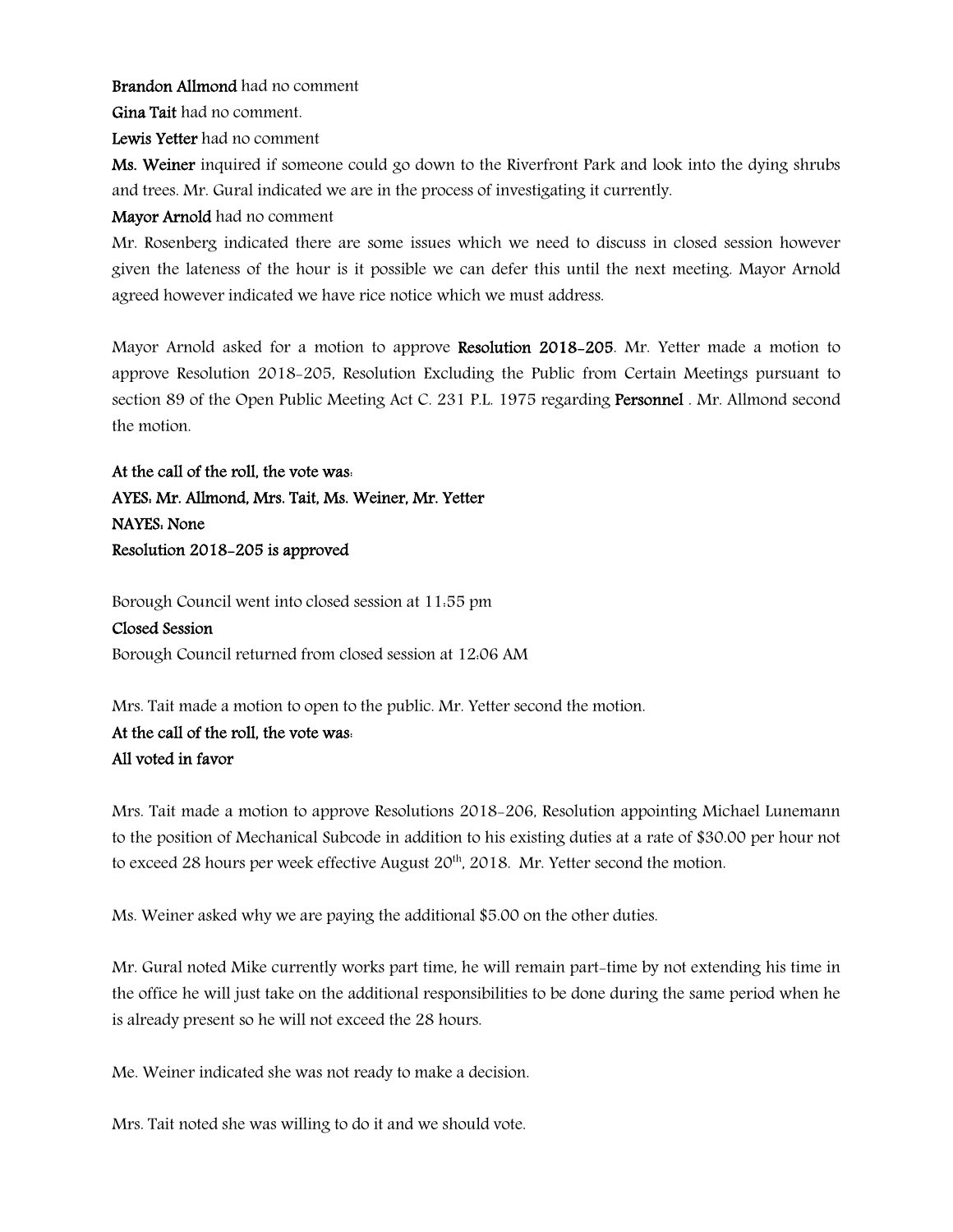**Brandon Allmond** had no comment

**Gina Tait** had no comment.

**Lewis Yetter** had no comment

**Ms. Weiner** inquired if someone could go down to the Riverfront Park and look into the dying shrubs and trees. Mr. Gural indicated we are in the process of investigating it currently.

**Mayor Arnold** had no comment

Mr. Rosenberg indicated there are some issues which we need to discuss in closed session however given the lateness of the hour is it possible we can defer this until the next meeting. Mayor Arnold agreed however indicated we have rice notice which we must address.

Mayor Arnold asked for a motion to approve **Resolution 2018-205**. Mr. Yetter made a motion to approve Resolution 2018-205, Resolution Excluding the Public from Certain Meetings pursuant to section 89 of the Open Public Meeting Act C. 231 P.L. 1975 regarding **Personnel** . Mr. Allmond second the motion.

**At the call of the roll, the vote was:**
**AYES: Mr. Allmond, Mrs. Tait, Ms. Weiner, Mr. Yetter**
**NAYES: None**
**Resolution 2018-205 is approved**

Borough Council went into closed session at 11:55 pm
**Closed Session**
Borough Council returned from closed session at 12:06 AM

Mrs. Tait made a motion to open to the public. Mr. Yetter second the motion.
**At the call of the roll, the vote was:**
**All voted in favor**

Mrs. Tait made a motion to approve Resolutions 2018-206, Resolution appointing Michael Lunemann to the position of Mechanical Subcode in addition to his existing duties at a rate of $30.00 per hour not to exceed 28 hours per week effective August 20th, 2018. Mr. Yetter second the motion.

Ms. Weiner asked why we are paying the additional $5.00 on the other duties.

Mr. Gural noted Mike currently works part time, he will remain part-time by not extending his time in the office he will just take on the additional responsibilities to be done during the same period when he is already present so he will not exceed the 28 hours.

Me. Weiner indicated she was not ready to make a decision.

Mrs. Tait noted she was willing to do it and we should vote.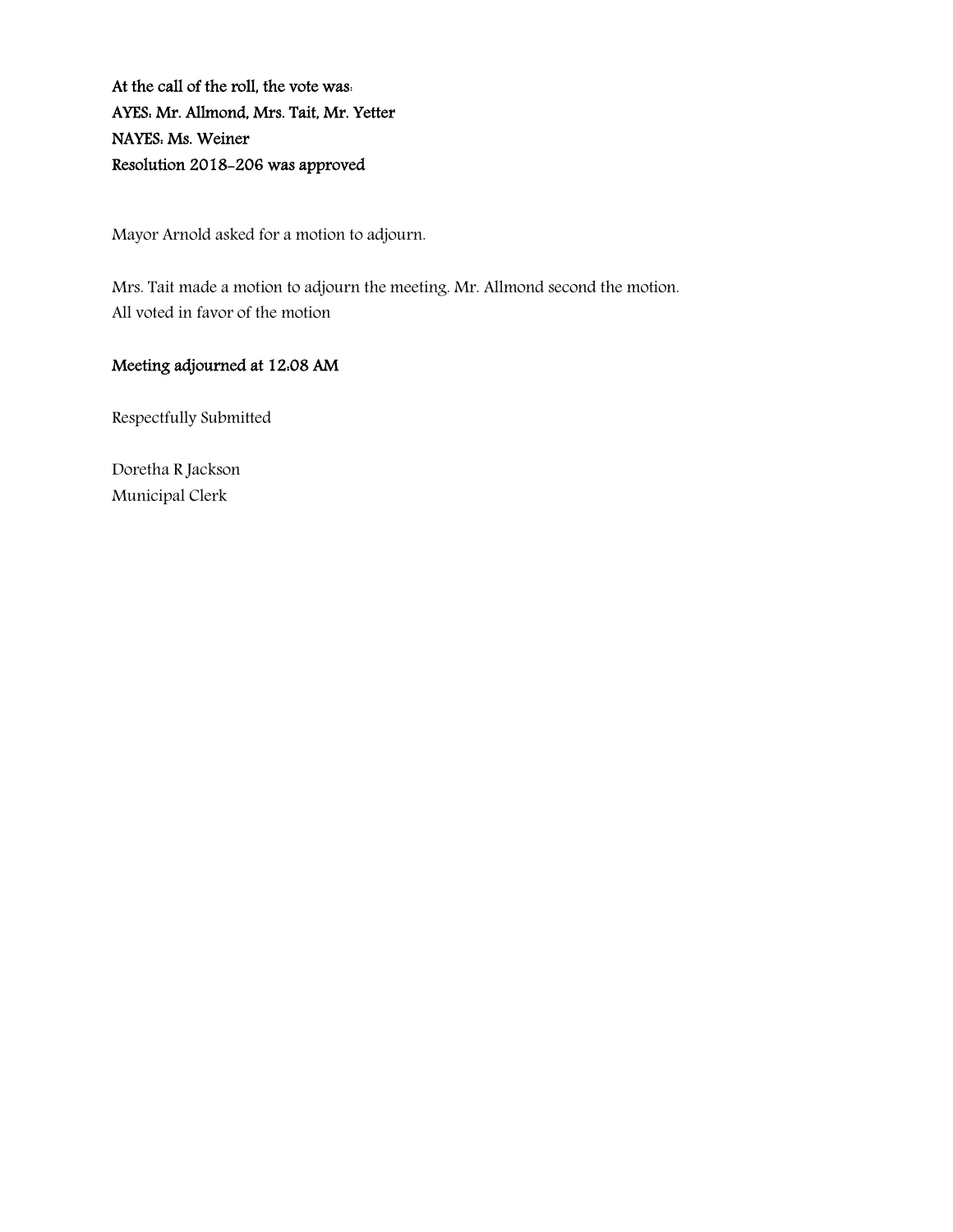**At the call of the roll, the vote was:**
**AYES: Mr. Allmond, Mrs. Tait, Mr. Yetter**
**NAYES: Ms. Weiner**
**Resolution 2018-206 was approved**

Mayor Arnold asked for a motion to adjourn.

Mrs. Tait made a motion to adjourn the meeting. Mr. Allmond second the motion.
All voted in favor of the motion

**Meeting adjourned at 12:08 AM**

Respectfully Submitted

Doretha R Jackson
Municipal Clerk